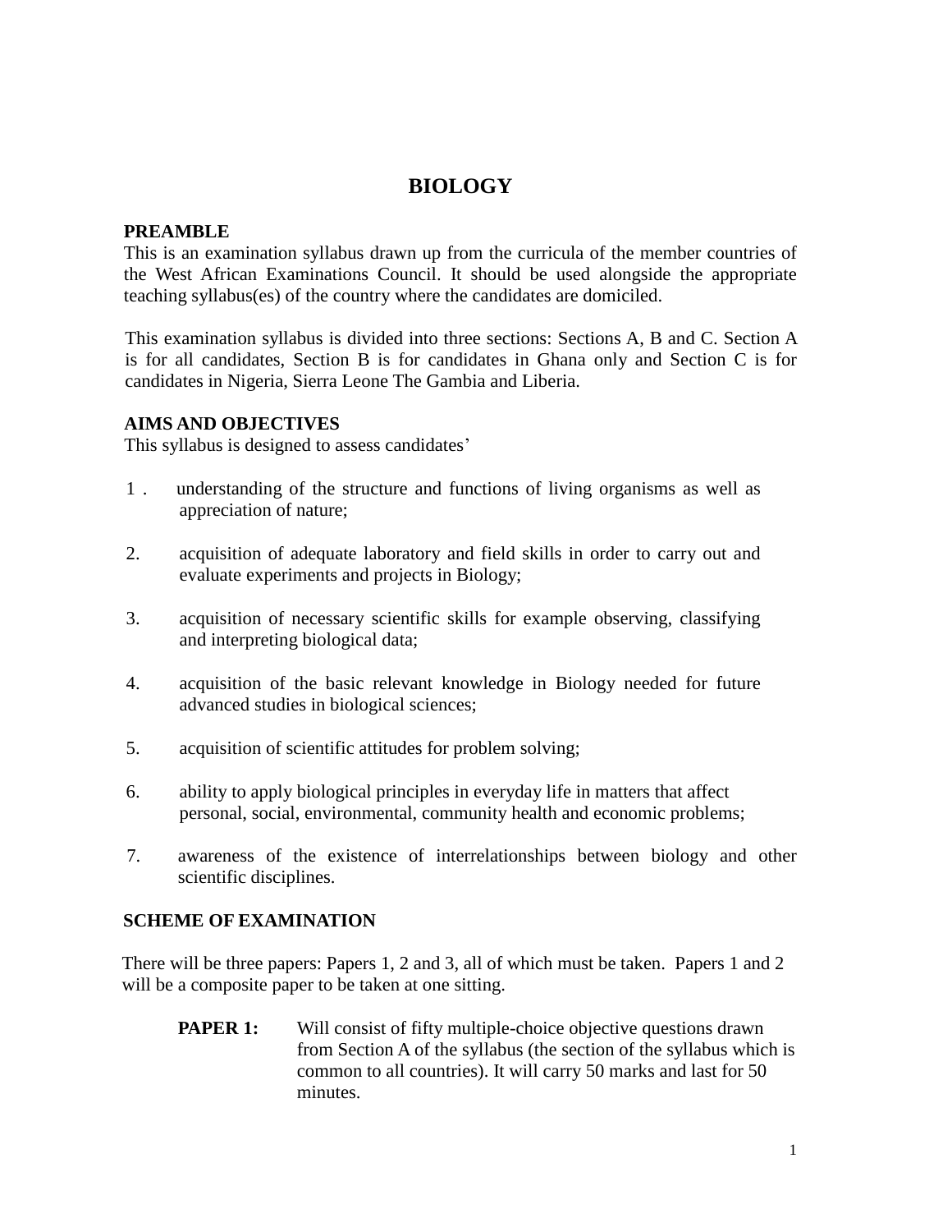# BIOLOGY

## PREAMBLE

This is an examination syllabus drawn up from the curricula of the member countries of the West African Examinations Council. It should be used alongside the appropriate teaching syllabus(es) of the country where the candidates are domiciled.

This examination syllabus is divided into three sections: Sections A, B and C. Section A is for all candidates, Section B is for candidates in Ghana only and Section C is for candidates in Nigeria, Sierra Leone The Gambia and Liberia.

## AIMS AND OBJECTIVES

This syllabus is designed to assess candidates'

1. understanding of the structure and functions of living organisms as well as appreciation of nature;
2. acquisition of adequate laboratory and field skills in order to carry out and evaluate experiments and projects in Biology;
3. acquisition of necessary scientific skills for example observing, classifying and interpreting biological data;
4. acquisition of the basic relevant knowledge in Biology needed for future advanced studies in biological sciences;
5. acquisition of scientific attitudes for problem solving;
6. ability to apply biological principles in everyday life in matters that affect personal, social, environmental, community health and economic problems;
7. awareness of the existence of interrelationships between biology and other scientific disciplines.

## SCHEME OF EXAMINATION

There will be three papers: Papers 1, 2 and 3, all of which must be taken. Papers 1 and 2 will be a composite paper to be taken at one sitting.

**PAPER 1:** Will consist of fifty multiple-choice objective questions drawn from Section A of the syllabus (the section of the syllabus which is common to all countries). It will carry 50 marks and last for 50 minutes.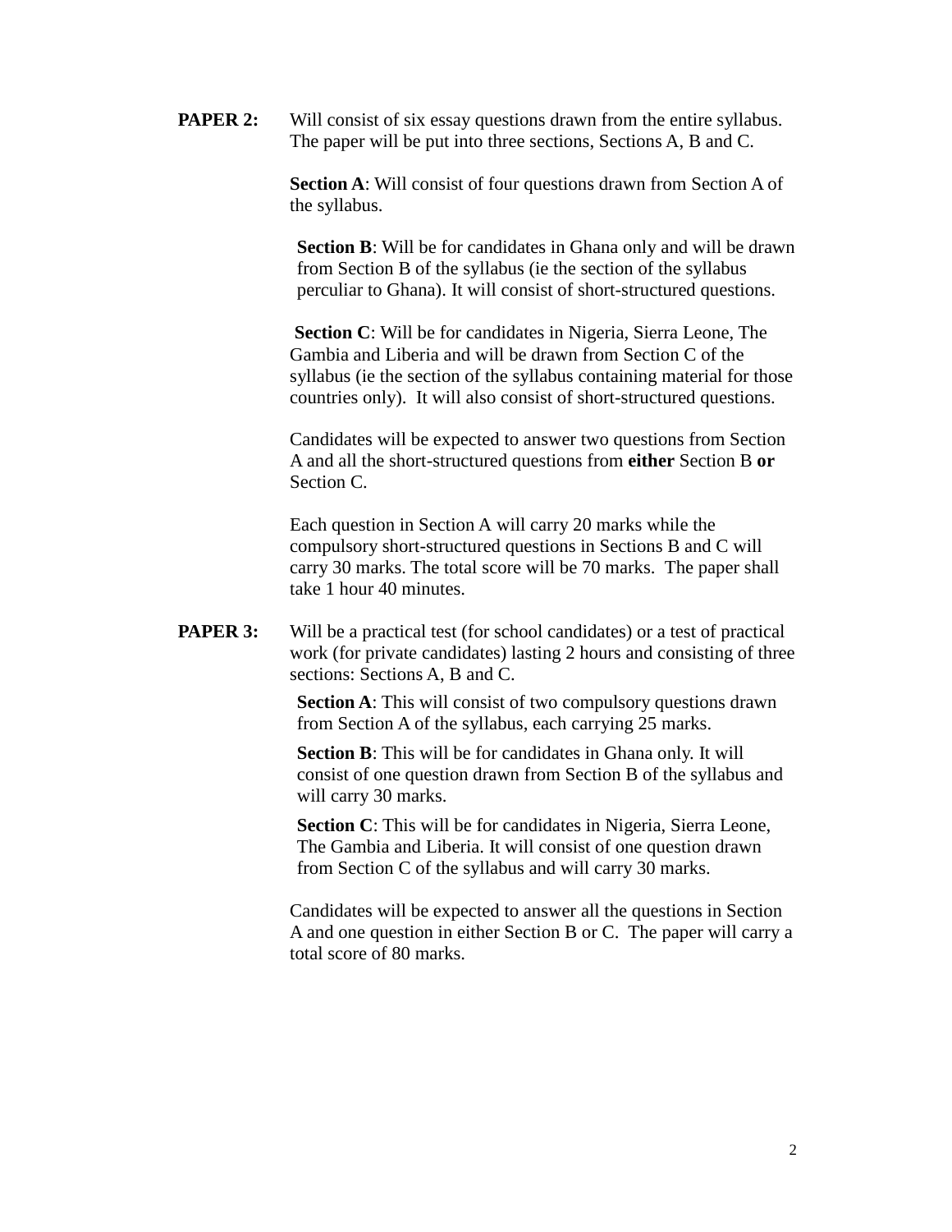**PAPER 2:** Will consist of six essay questions drawn from the entire syllabus. The paper will be put into three sections, Sections A, B and C.

**Section A**: Will consist of four questions drawn from Section A of the syllabus.

**Section B**: Will be for candidates in Ghana only and will be drawn from Section B of the syllabus (ie the section of the syllabus perculiar to Ghana). It will consist of short-structured questions.

**Section C**: Will be for candidates in Nigeria, Sierra Leone, The Gambia and Liberia and will be drawn from Section C of the syllabus (ie the section of the syllabus containing material for those countries only). It will also consist of short-structured questions.

Candidates will be expected to answer two questions from Section A and all the short-structured questions from **either** Section B **or** Section C.

Each question in Section A will carry 20 marks while the compulsory short-structured questions in Sections B and C will carry 30 marks. The total score will be 70 marks. The paper shall take 1 hour 40 minutes.

**PAPER 3:** Will be a practical test (for school candidates) or a test of practical work (for private candidates) lasting 2 hours and consisting of three sections: Sections A, B and C.

**Section A**: This will consist of two compulsory questions drawn from Section A of the syllabus, each carrying 25 marks.

**Section B**: This will be for candidates in Ghana only. It will consist of one question drawn from Section B of the syllabus and will carry 30 marks.

**Section C**: This will be for candidates in Nigeria, Sierra Leone, The Gambia and Liberia. It will consist of one question drawn from Section C of the syllabus and will carry 30 marks.

Candidates will be expected to answer all the questions in Section A and one question in either Section B or C. The paper will carry a total score of 80 marks.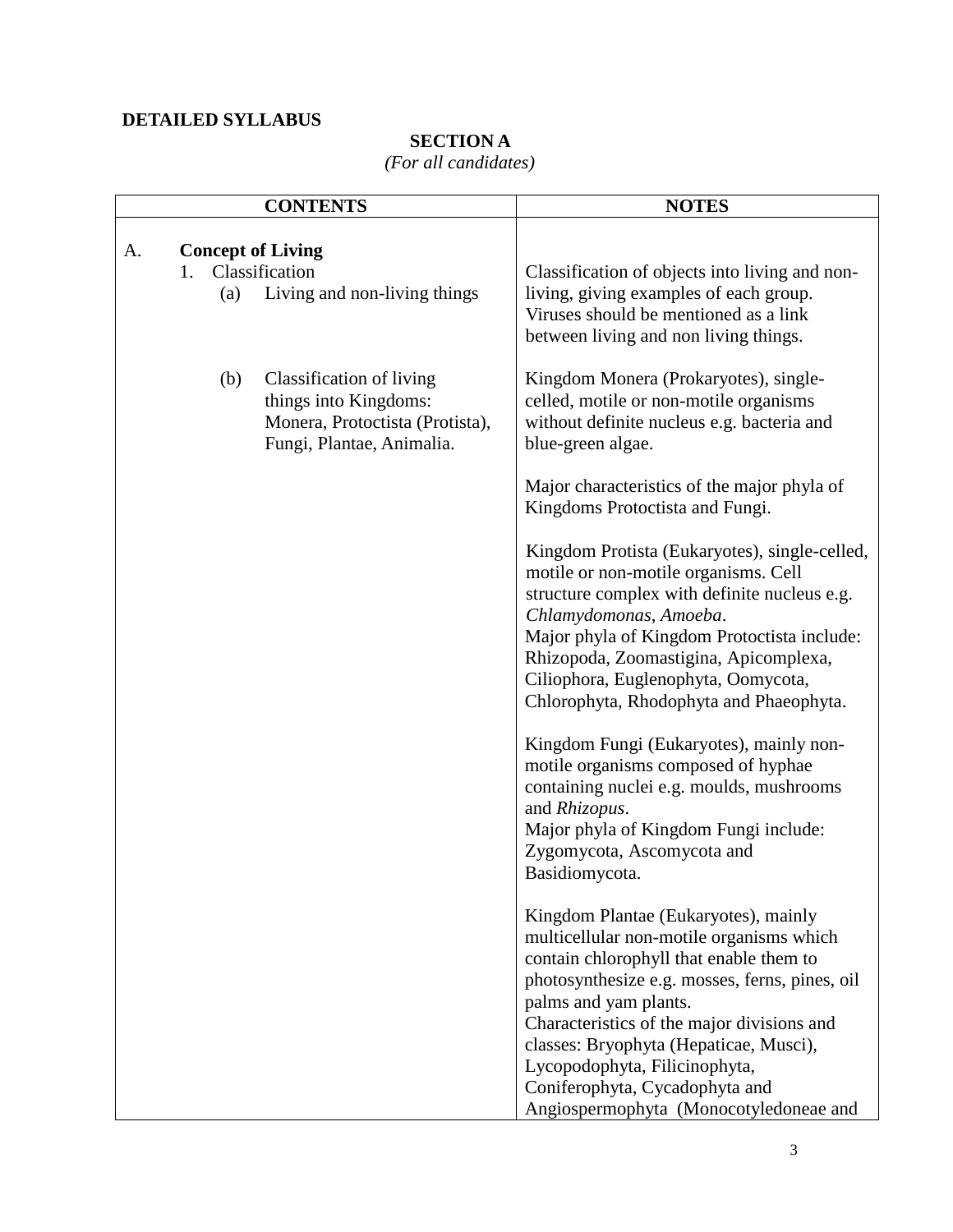**DETAILED SYLLABUS**

**SECTION A**

*(For all candidates)*

| CONTENTS | NOTES |
|---|---|
| A. **Concept of Living**<br>1. Classification<br>(a) Living and non-living things | Classification of objects into living and non-living, giving examples of each group. Viruses should be mentioned as a link between living and non living things. |
| (b) Classification of living things into Kingdoms: Monera, Protoctista (Protista), Fungi, Plantae, Animalia. | Kingdom Monera (Prokaryotes), single-celled, motile or non-motile organisms without definite nucleus e.g. bacteria and blue-green algae.<br><br>Major characteristics of the major phyla of Kingdoms Protoctista and Fungi.<br><br>Kingdom Protista (Eukaryotes), single-celled, motile or non-motile organisms. Cell structure complex with definite nucleus e.g. *Chlamydomonas*, *Amoeba*.<br>Major phyla of Kingdom Protoctista include: Rhizopoda, Zoomastigina, Apicomplexa, Ciliophora, Euglenophyta, Oomycota, Chlorophyta, Rhodophyta and Phaeophyta.<br><br>Kingdom Fungi (Eukaryotes), mainly non-motile organisms composed of hyphae containing nuclei e.g. moulds, mushrooms and *Rhizopus*.<br>Major phyla of Kingdom Fungi include: Zygomycota, Ascomycota and Basidiomycota.<br><br>Kingdom Plantae (Eukaryotes), mainly multicellular non-motile organisms which contain chlorophyll that enable them to photosynthesize e.g. mosses, ferns, pines, oil palms and yam plants.<br>Characteristics of the major divisions and classes: Bryophyta (Hepaticae, Musci), Lycopodophyta, Filicinophyta, Coniferophyta, Cycadophyta and Angiospermophyta (Monocotyledoneae and |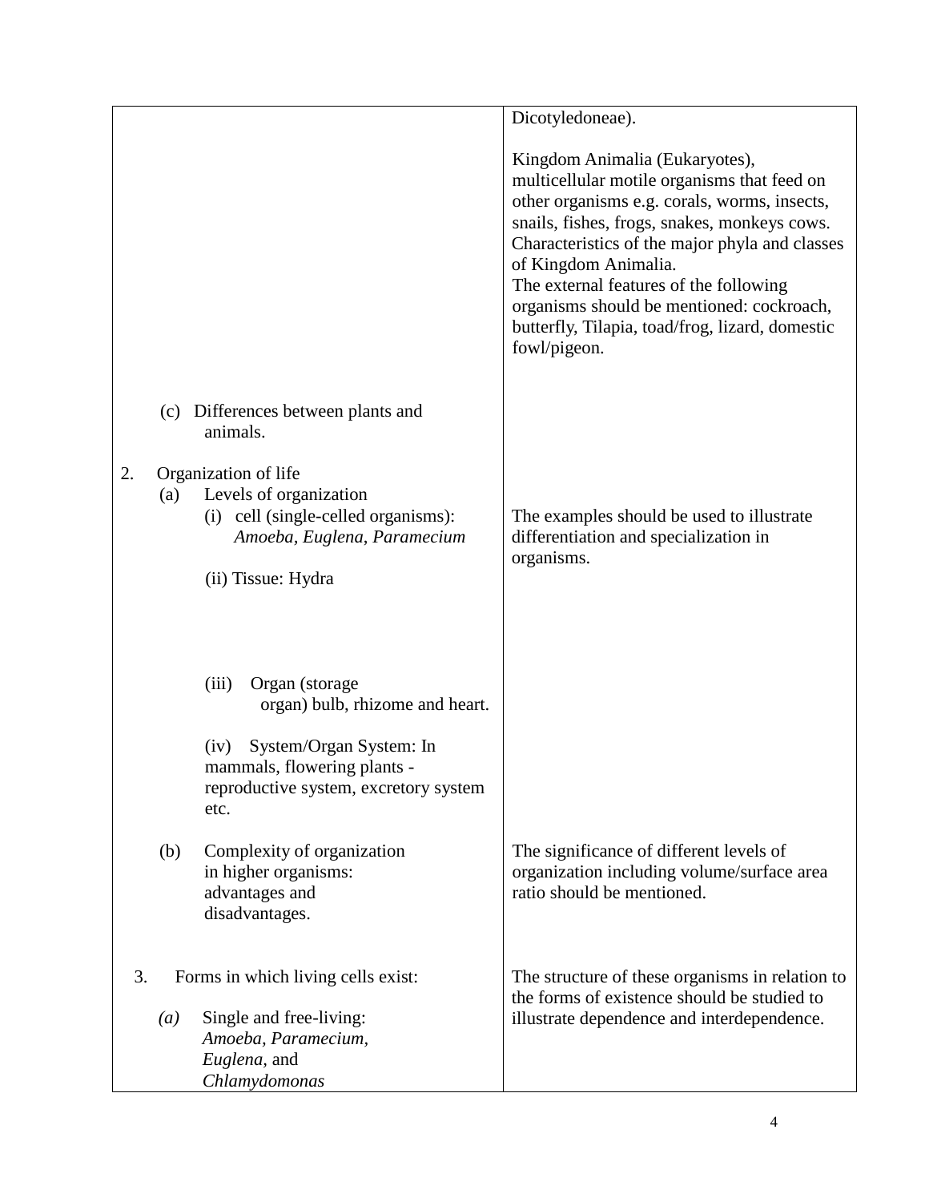| | |
|---|---|
| | Dicotyledoneae).<br><br>Kingdom Animalia (Eukaryotes), multicellular motile organisms that feed on other organisms e.g. corals, worms, insects, snails, fishes, frogs, snakes, monkeys cows. Characteristics of the major phyla and classes of Kingdom Animalia.<br>The external features of the following organisms should be mentioned: cockroach, butterfly, Tilapia, toad/frog, lizard, domestic fowl/pigeon. |
| (c) Differences between plants and animals. | |
| 2. Organization of life<br>(a) Levels of organization<br>(i) cell (single-celled organisms): *Amoeba*, *Euglena*, *Paramecium*<br><br>(ii) Tissue: Hydra | The examples should be used to illustrate differentiation and specialization in organisms. |
| (iii) Organ (storage organ) bulb, rhizome and heart.<br><br>(iv) System/Organ System: In mammals, flowering plants - reproductive system, excretory system etc. | |
| (b) Complexity of organization in higher organisms: advantages and disadvantages. | The significance of different levels of organization including volume/surface area ratio should be mentioned. |
| 3. Forms in which living cells exist:<br><br>*(a)* Single and free-living: *Amoeba, Paramecium, Euglena,* and *Chlamydomonas* | The structure of these organisms in relation to the forms of existence should be studied to illustrate dependence and interdependence. |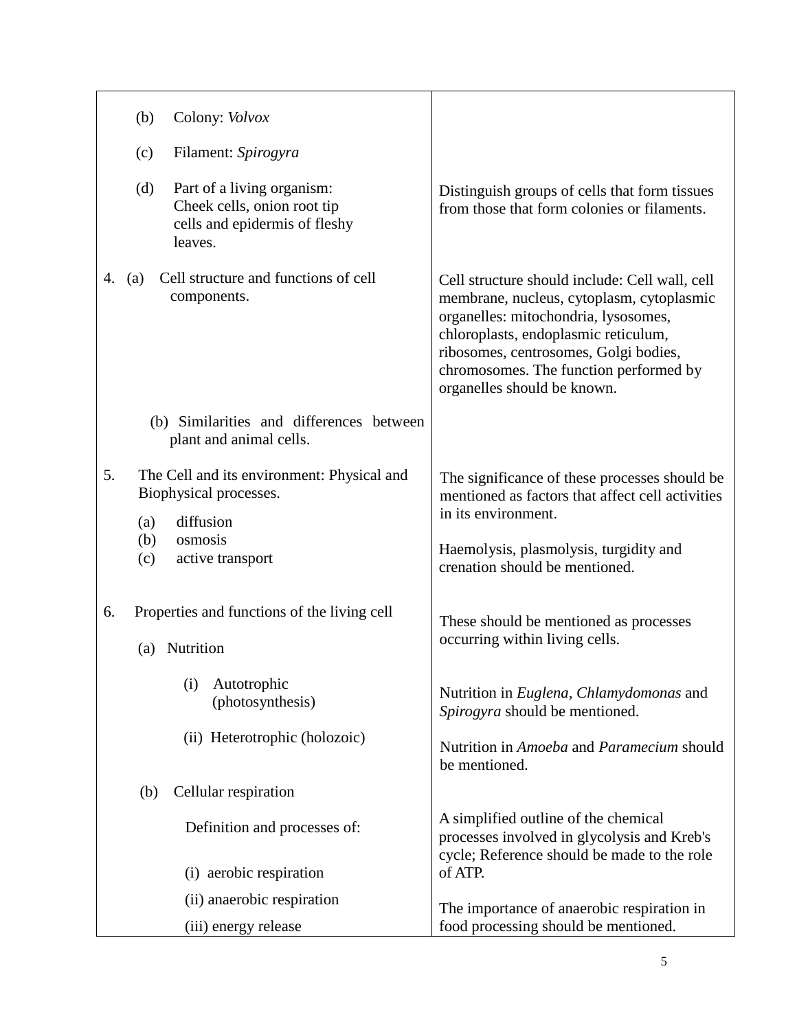| | |
|---|---|
| (b) Colony: *Volvox* | |
| (c) Filament: *Spirogyra* | |
| (d) Part of a living organism: Cheek cells, onion root tip cells and epidermis of fleshy leaves. | Distinguish groups of cells that form tissues from those that form colonies or filaments. |
| 4. (a) Cell structure and functions of cell components. | Cell structure should include: Cell wall, cell membrane, nucleus, cytoplasm, cytoplasmic organelles: mitochondria, lysosomes, chloroplasts, endoplasmic reticulum, ribosomes, centrosomes, Golgi bodies, chromosomes. The function performed by organelles should be known. |
| (b) Similarities and differences between plant and animal cells. | |
| 5. The Cell and its environment: Physical and Biophysical processes.<br>(a) diffusion<br>(b) osmosis<br>(c) active transport | The significance of these processes should be mentioned as factors that affect cell activities in its environment.<br><br>Haemolysis, plasmolysis, turgidity and crenation should be mentioned. |
| 6. Properties and functions of the living cell<br>(a) Nutrition | These should be mentioned as processes occurring within living cells. |
| (i) Autotrophic (photosynthesis) | Nutrition in *Euglena*, *Chlamydomonas* and *Spirogyra* should be mentioned. |
| (ii) Heterotrophic (holozoic) | Nutrition in *Amoeba* and *Paramecium* should be mentioned. |
| (b) Cellular respiration<br>Definition and processes of:<br>(i) aerobic respiration<br>(ii) anaerobic respiration<br>(iii) energy release | A simplified outline of the chemical processes involved in glycolysis and Kreb's cycle; Reference should be made to the role of ATP.<br><br>The importance of anaerobic respiration in food processing should be mentioned. |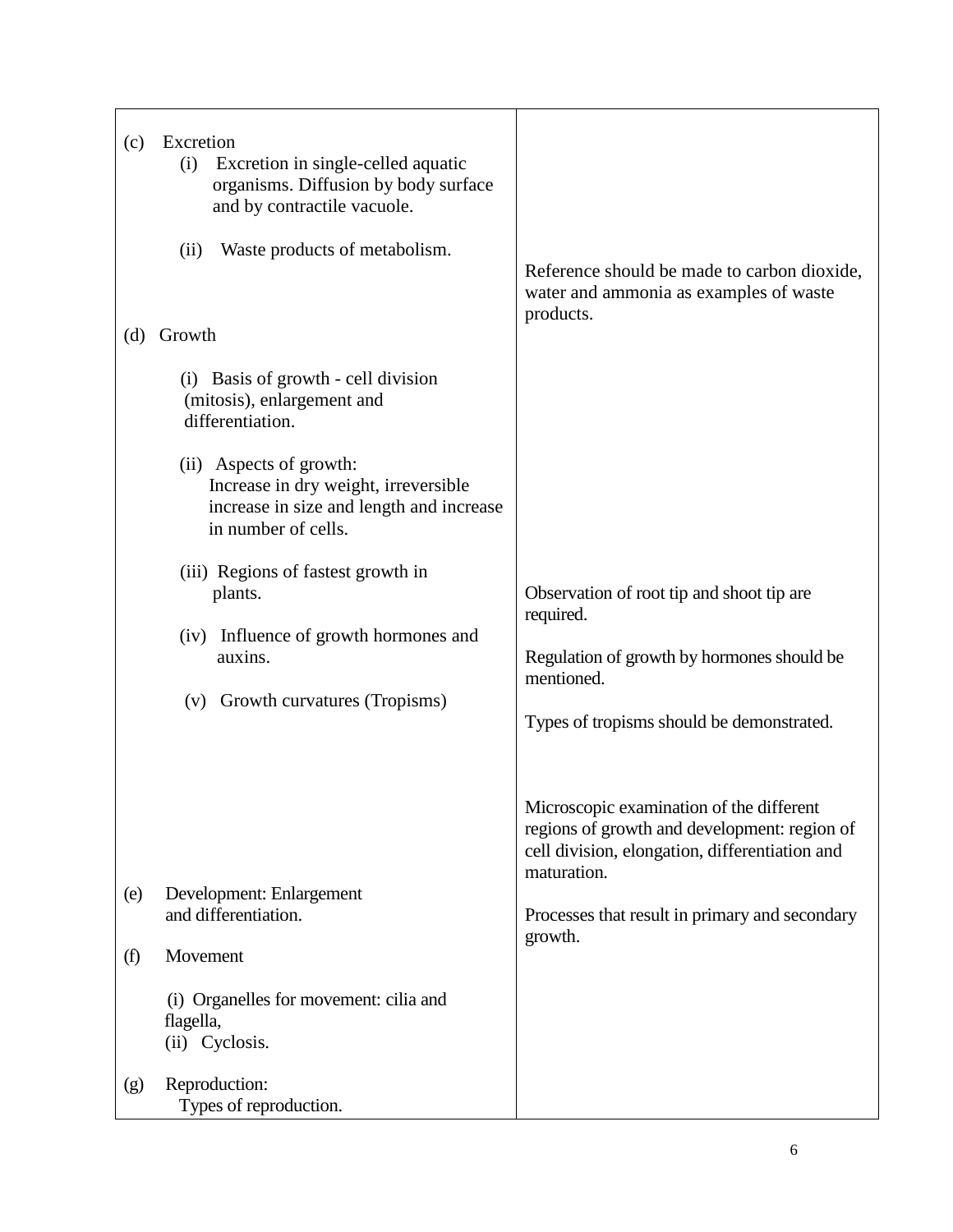| | |
|---|---|
| (c) Excretion<br>(i) Excretion in single-celled aquatic organisms. Diffusion by body surface and by contractile vacuole.<br><br>(ii) Waste products of metabolism. | <br><br><br><br>Reference should be made to carbon dioxide, water and ammonia as examples of waste products. |
| (d) Growth<br><br>(i) Basis of growth - cell division (mitosis), enlargement and differentiation.<br><br>(ii) Aspects of growth: Increase in dry weight, irreversible increase in size and length and increase in number of cells.<br><br>(iii) Regions of fastest growth in plants.<br><br>(iv) Influence of growth hormones and auxins.<br><br>(v) Growth curvatures (Tropisms) | <br><br><br><br><br><br><br><br><br><br>Observation of root tip and shoot tip are required.<br><br>Regulation of growth by hormones should be mentioned.<br><br>Types of tropisms should be demonstrated.<br><br><br>Microscopic examination of the different regions of growth and development: region of cell division, elongation, differentiation and maturation. |
| (e) Development: Enlargement and differentiation. | Processes that result in primary and secondary growth. |
| (f) Movement<br><br>(i) Organelles for movement: cilia and flagella,<br>(ii) Cyclosis. | |
| (g) Reproduction:<br>Types of reproduction. | |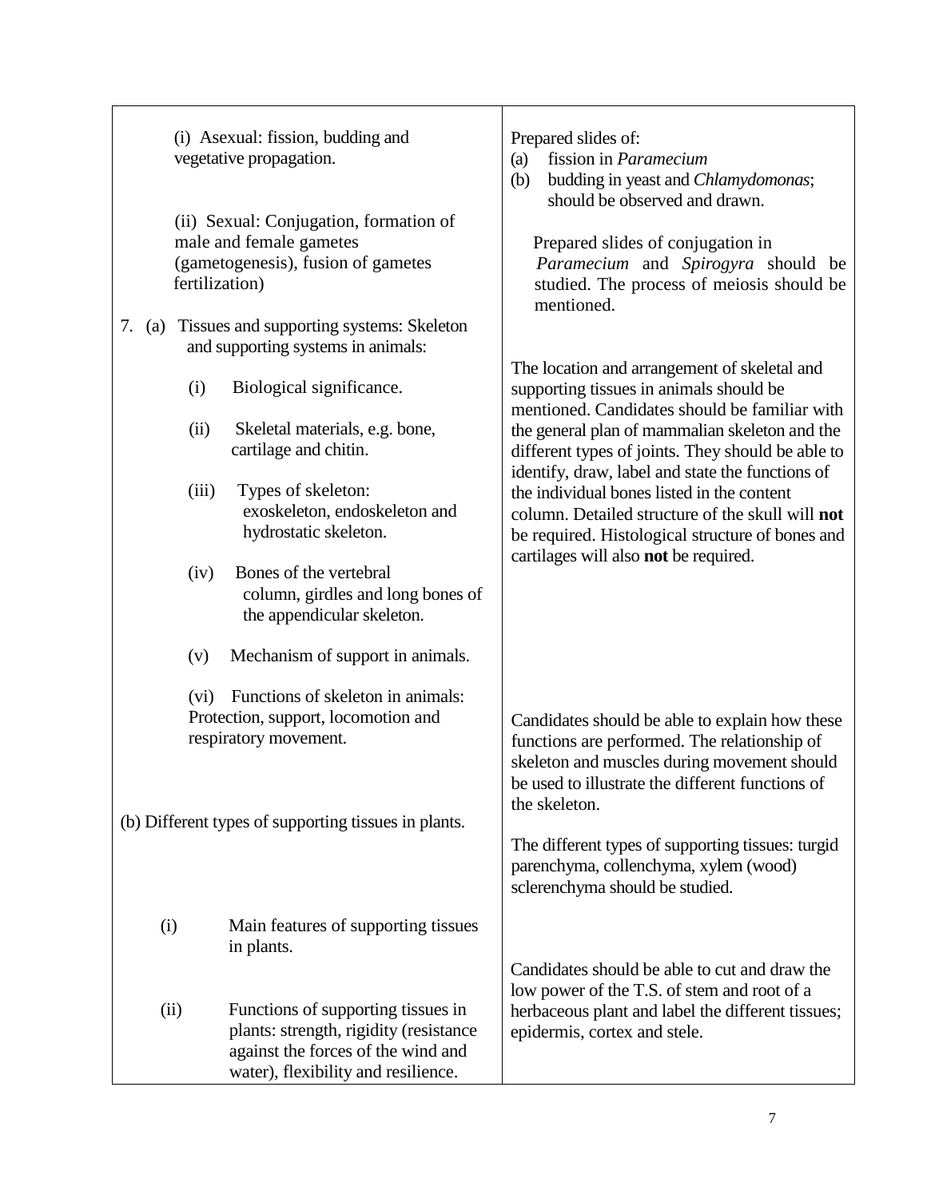| | |
|---|---|
| (i) Asexual: fission, budding and vegetative propagation. | Prepared slides of:<br>(a) fission in *Paramecium*<br>(b) budding in yeast and *Chlamydomonas*; should be observed and drawn. |
| (ii) Sexual: Conjugation, formation of male and female gametes (gametogenesis), fusion of gametes fertilization) | Prepared slides of conjugation in *Paramecium* and *Spirogyra* should be studied. The process of meiosis should be mentioned. |
| 7. (a) Tissues and supporting systems: Skeleton and supporting systems in animals:<br><br>(i) Biological significance.<br><br>(ii) Skeletal materials, e.g. bone, cartilage and chitin.<br><br>(iii) Types of skeleton: exoskeleton, endoskeleton and hydrostatic skeleton.<br><br>(iv) Bones of the vertebral column, girdles and long bones of the appendicular skeleton.<br><br>(v) Mechanism of support in animals. | The location and arrangement of skeletal and supporting tissues in animals should be mentioned. Candidates should be familiar with the general plan of mammalian skeleton and the different types of joints. They should be able to identify, draw, label and state the functions of the individual bones listed in the content column. Detailed structure of the skull will **not** be required. Histological structure of bones and cartilages will also **not** be required. |
| (vi) Functions of skeleton in animals: Protection, support, locomotion and respiratory movement. | Candidates should be able to explain how these functions are performed. The relationship of skeleton and muscles during movement should be used to illustrate the different functions of the skeleton. |
| (b) Different types of supporting tissues in plants. | The different types of supporting tissues: turgid parenchyma, collenchyma, xylem (wood) sclerenchyma should be studied. |
| (i) Main features of supporting tissues in plants.<br><br>(ii) Functions of supporting tissues in plants: strength, rigidity (resistance against the forces of the wind and water), flexibility and resilience. | Candidates should be able to cut and draw the low power of the T.S. of stem and root of a herbaceous plant and label the different tissues; epidermis, cortex and stele. |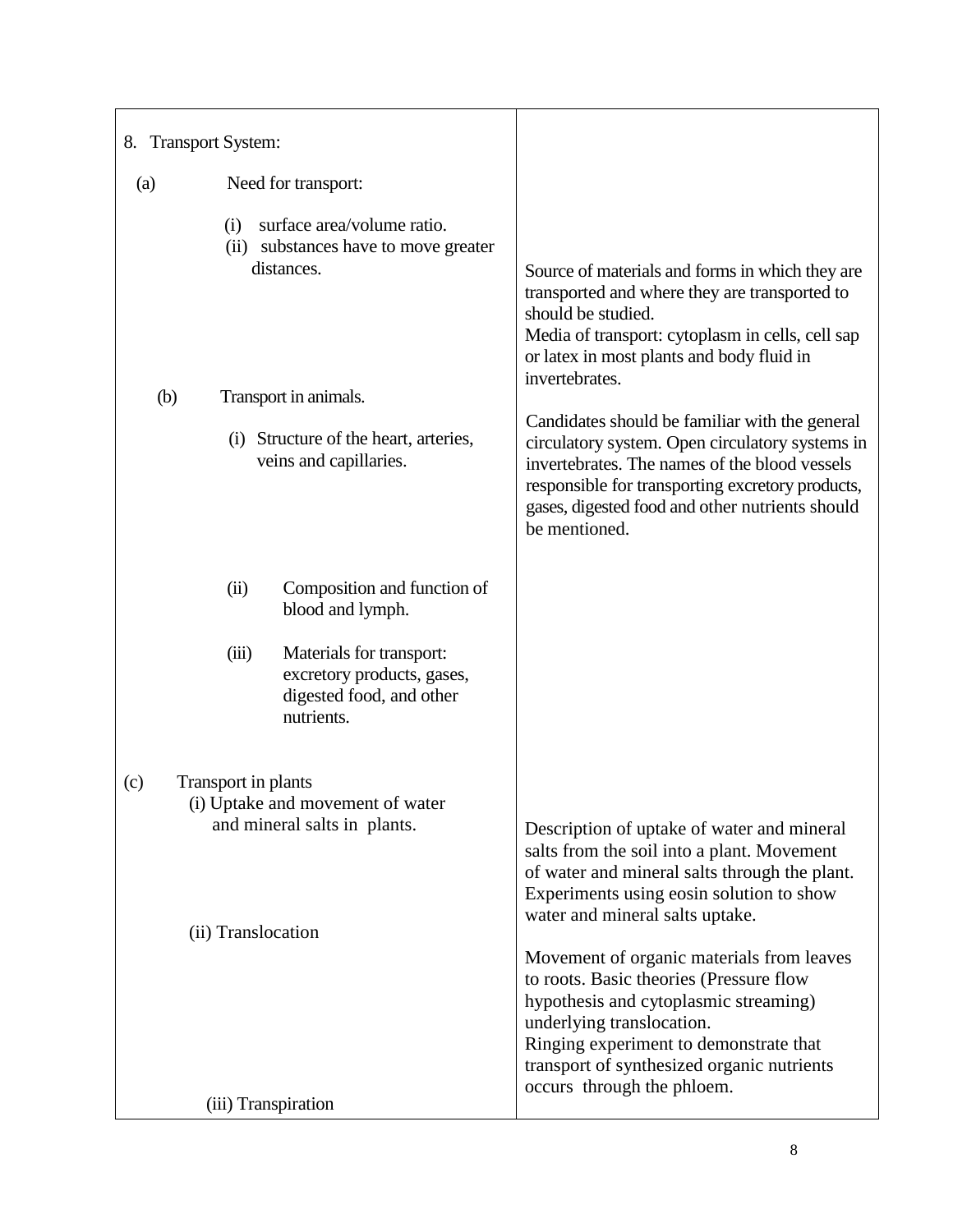| | |
|---|---|
| 8. Transport System: | |
| (a) Need for transport:<br>(i) surface area/volume ratio.<br>(ii) substances have to move greater distances. | Source of materials and forms in which they are transported and where they are transported to should be studied.<br>Media of transport: cytoplasm in cells, cell sap or latex in most plants and body fluid in invertebrates. |
| (b) Transport in animals.<br>(i) Structure of the heart, arteries, veins and capillaries. | Candidates should be familiar with the general circulatory system. Open circulatory systems in invertebrates. The names of the blood vessels responsible for transporting excretory products, gases, digested food and other nutrients should be mentioned. |
| (ii) Composition and function of blood and lymph.<br>(iii) Materials for transport: excretory products, gases, digested food, and other nutrients. | |
| (c) Transport in plants<br>(i) Uptake and movement of water and mineral salts in plants. | Description of uptake of water and mineral salts from the soil into a plant. Movement of water and mineral salts through the plant. Experiments using eosin solution to show water and mineral salts uptake. |
| (ii) Translocation | Movement of organic materials from leaves to roots. Basic theories (Pressure flow hypothesis and cytoplasmic streaming) underlying translocation.<br>Ringing experiment to demonstrate that transport of synthesized organic nutrients occurs through the phloem. |
| (iii) Transpiration | |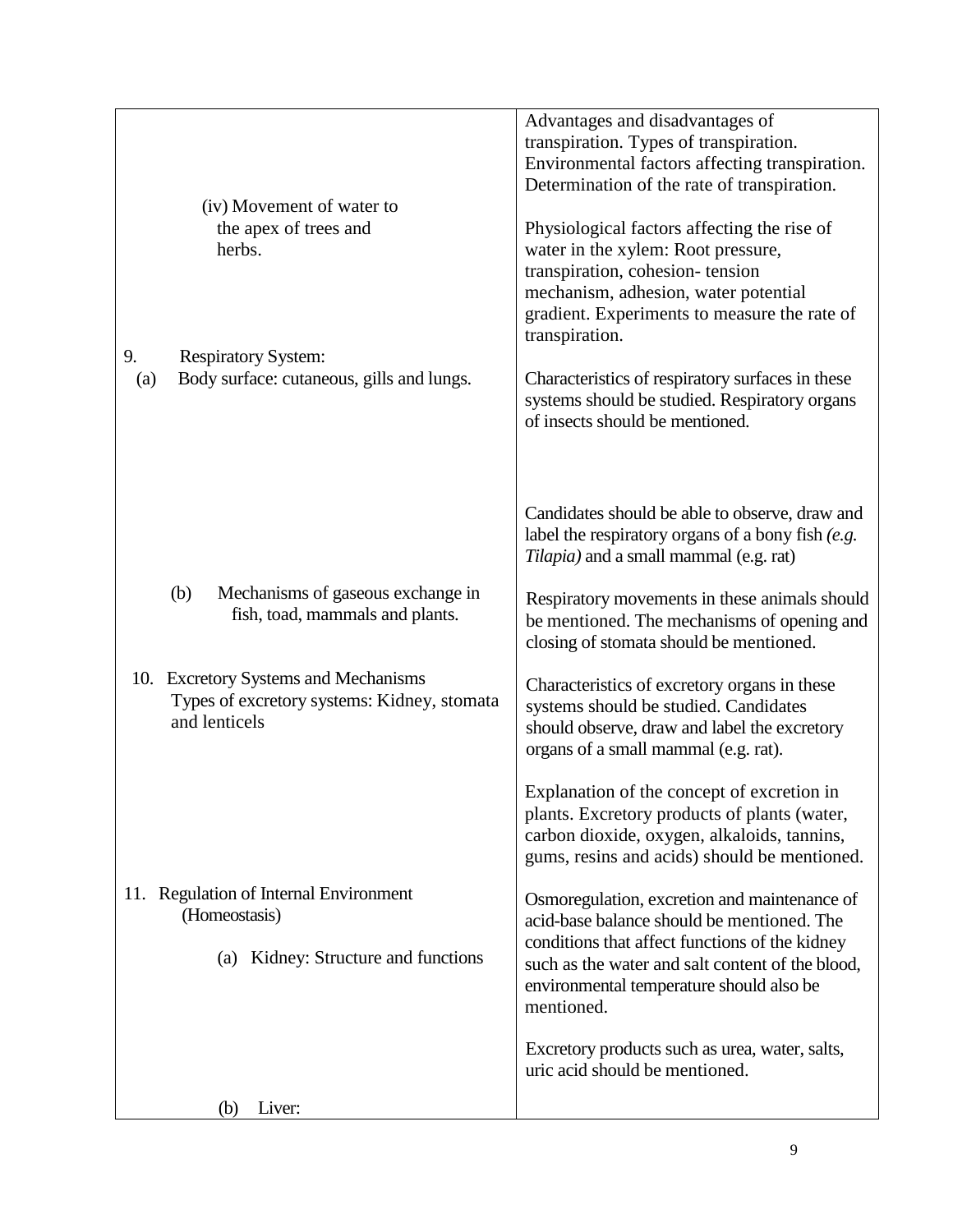| | |
|---|---|
| (iv) Movement of water to the apex of trees and herbs. | Advantages and disadvantages of transpiration. Types of transpiration. Environmental factors affecting transpiration. Determination of the rate of transpiration.<br><br>Physiological factors affecting the rise of water in the xylem: Root pressure, transpiration, cohesion- tension mechanism, adhesion, water potential gradient. Experiments to measure the rate of transpiration. |
| 9. Respiratory System:<br>(a) Body surface: cutaneous, gills and lungs. | Characteristics of respiratory surfaces in these systems should be studied. Respiratory organs of insects should be mentioned.<br><br>Candidates should be able to observe, draw and label the respiratory organs of a bony fish *(e.g. Tilapia)* and a small mammal (e.g. rat) |
| (b) Mechanisms of gaseous exchange in fish, toad, mammals and plants. | Respiratory movements in these animals should be mentioned. The mechanisms of opening and closing of stomata should be mentioned. |
| 10. Excretory Systems and Mechanisms<br>Types of excretory systems: Kidney, stomata and lenticels | Characteristics of excretory organs in these systems should be studied. Candidates should observe, draw and label the excretory organs of a small mammal (e.g. rat).<br><br>Explanation of the concept of excretion in plants. Excretory products of plants (water, carbon dioxide, oxygen, alkaloids, tannins, gums, resins and acids) should be mentioned. |
| 11. Regulation of Internal Environment (Homeostasis)<br><br>(a) Kidney: Structure and functions | Osmoregulation, excretion and maintenance of acid-base balance should be mentioned. The conditions that affect functions of the kidney such as the water and salt content of the blood, environmental temperature should also be mentioned.<br><br>Excretory products such as urea, water, salts, uric acid should be mentioned. |
| (b) Liver: | |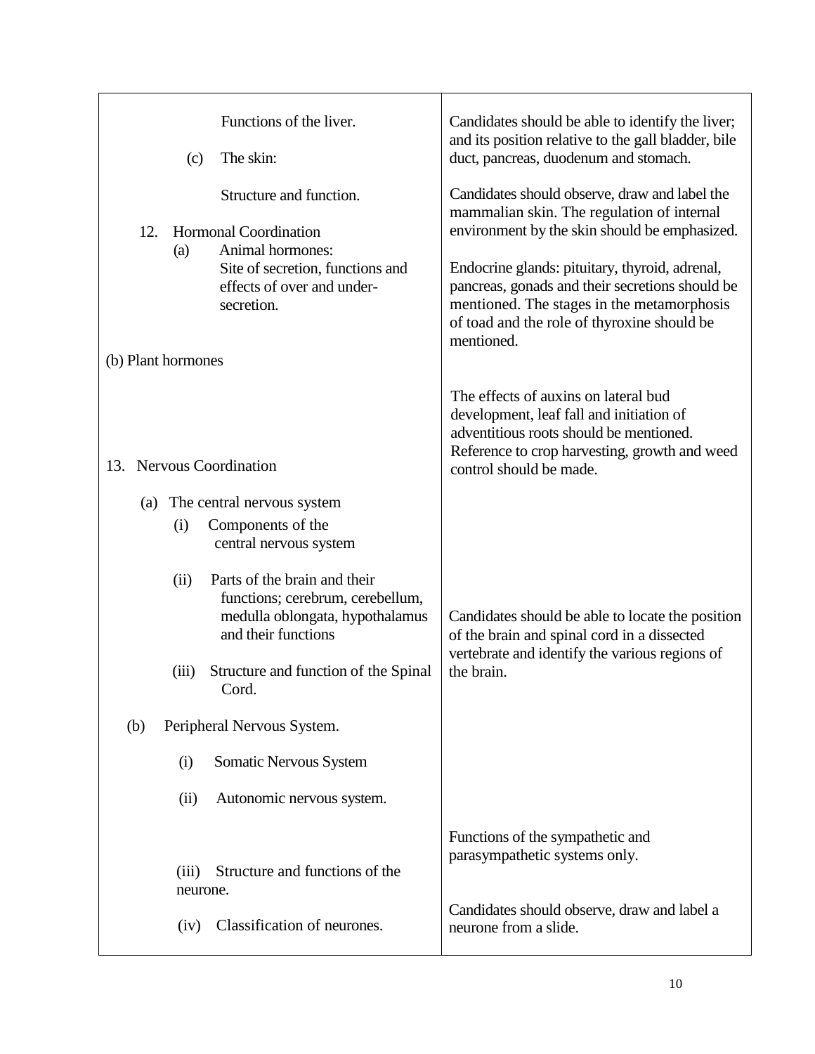| | |
|---|---|
| Functions of the liver. | Candidates should be able to identify the liver; and its position relative to the gall bladder, bile duct, pancreas, duodenum and stomach. |
| (c) The skin:<br><br>Structure and function. | Candidates should observe, draw and label the mammalian skin. The regulation of internal environment by the skin should be emphasized. |
| 12. Hormonal Coordination<br>(a) Animal hormones:<br>Site of secretion, functions and effects of over and under-secretion. | Endocrine glands: pituitary, thyroid, adrenal, pancreas, gonads and their secretions should be mentioned. The stages in the metamorphosis of toad and the role of thyroxine should be mentioned. |
| (b) Plant hormones | The effects of auxins on lateral bud development, leaf fall and initiation of adventitious roots should be mentioned. Reference to crop harvesting, growth and weed control should be made. |
| 13. Nervous Coordination<br><br>(a) The central nervous system<br>(i) Components of the central nervous system<br><br>(ii) Parts of the brain and their functions; cerebrum, cerebellum, medulla oblongata, hypothalamus and their functions<br><br>(iii) Structure and function of the Spinal Cord. | Candidates should be able to locate the position of the brain and spinal cord in a dissected vertebrate and identify the various regions of the brain. |
| (b) Peripheral Nervous System.<br><br>(i) Somatic Nervous System<br><br>(ii) Autonomic nervous system. | Functions of the sympathetic and parasympathetic systems only. |
| (iii) Structure and functions of the neurone.<br><br>(iv) Classification of neurones. | Candidates should observe, draw and label a neurone from a slide. |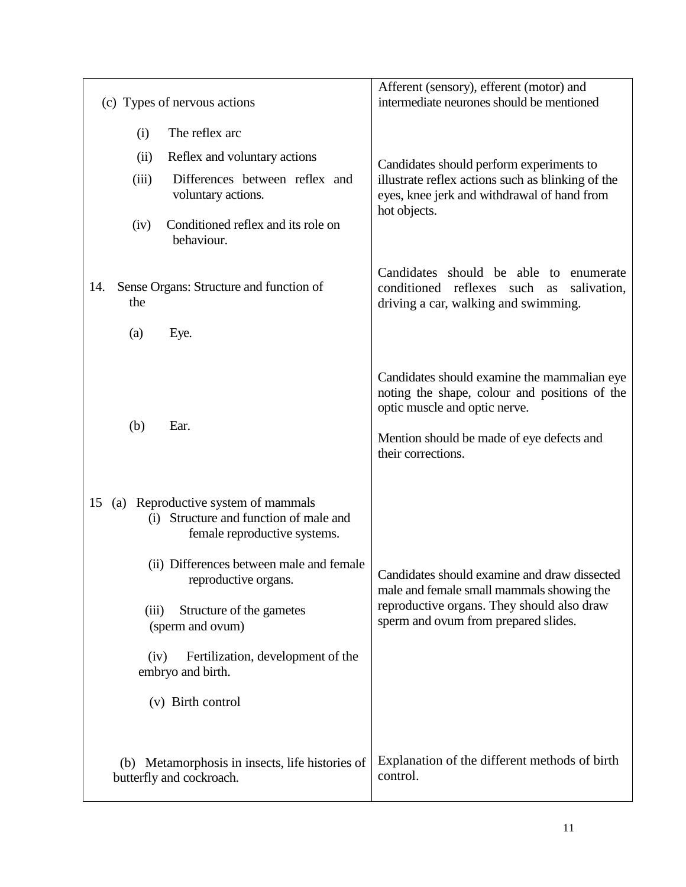| | |
|---|---|
| (c) Types of nervous actions | Afferent (sensory), efferent (motor) and intermediate neurones should be mentioned |
| (i) The reflex arc<br>(ii) Reflex and voluntary actions<br>(iii) Differences between reflex and voluntary actions.<br>(iv) Conditioned reflex and its role on behaviour. | Candidates should perform experiments to illustrate reflex actions such as blinking of the eyes, knee jerk and withdrawal of hand from hot objects. |
| 14. Sense Organs: Structure and function of the<br>(a) Eye. | Candidates should be able to enumerate conditioned reflexes such as salivation, driving a car, walking and swimming. |
| (b) Ear. | Candidates should examine the mammalian eye noting the shape, colour and positions of the optic muscle and optic nerve.<br><br>Mention should be made of eye defects and their corrections. |
| 15 (a) Reproductive system of mammals<br>(i) Structure and function of male and female reproductive systems.<br>(ii) Differences between male and female reproductive organs.<br>(iii) Structure of the gametes (sperm and ovum)<br>(iv) Fertilization, development of the embryo and birth.<br>(v) Birth control | Candidates should examine and draw dissected male and female small mammals showing the reproductive organs. They should also draw sperm and ovum from prepared slides. |
| (b) Metamorphosis in insects, life histories of butterfly and cockroach. | Explanation of the different methods of birth control. |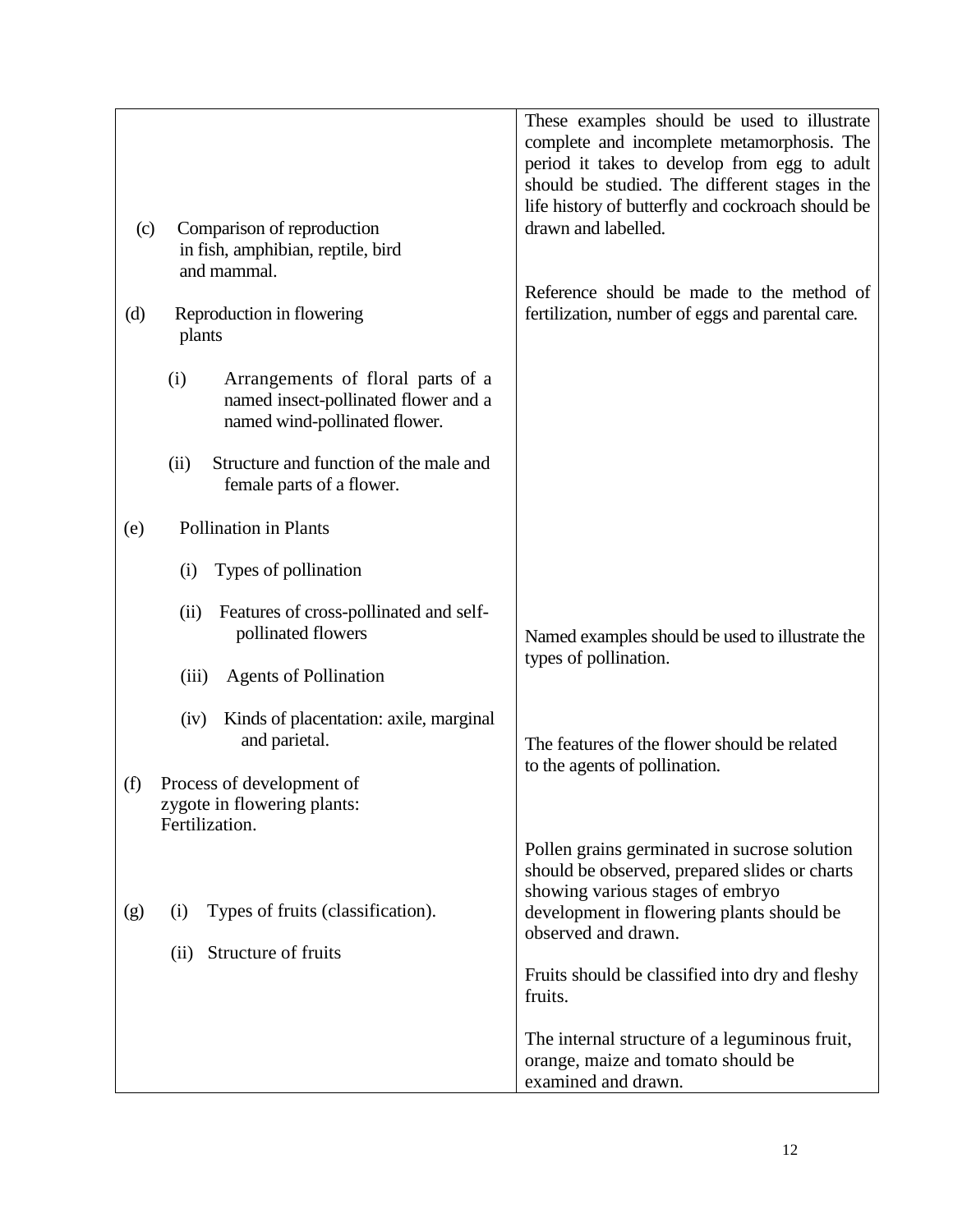| | |
|---|---|
| (c) Comparison of reproduction in fish, amphibian, reptile, bird and mammal. | These examples should be used to illustrate complete and incomplete metamorphosis. The period it takes to develop from egg to adult should be studied. The different stages in the life history of butterfly and cockroach should be drawn and labelled.<br><br>Reference should be made to the method of fertilization, number of eggs and parental care. |
| (d) Reproduction in flowering plants<br><br>(i) Arrangements of floral parts of a named insect-pollinated flower and a named wind-pollinated flower.<br><br>(ii) Structure and function of the male and female parts of a flower. | |
| (e) Pollination in Plants<br><br>(i) Types of pollination<br><br>(ii) Features of cross-pollinated and self-pollinated flowers<br><br>(iii) Agents of Pollination<br><br>(iv) Kinds of placentation: axile, marginal and parietal. | Named examples should be used to illustrate the types of pollination.<br><br>The features of the flower should be related to the agents of pollination. |
| (f) Process of development of zygote in flowering plants: Fertilization. | Pollen grains germinated in sucrose solution should be observed, prepared slides or charts showing various stages of embryo development in flowering plants should be observed and drawn. |
| (g) (i) Types of fruits (classification).<br><br>(ii) Structure of fruits | Fruits should be classified into dry and fleshy fruits.<br><br>The internal structure of a leguminous fruit, orange, maize and tomato should be examined and drawn. |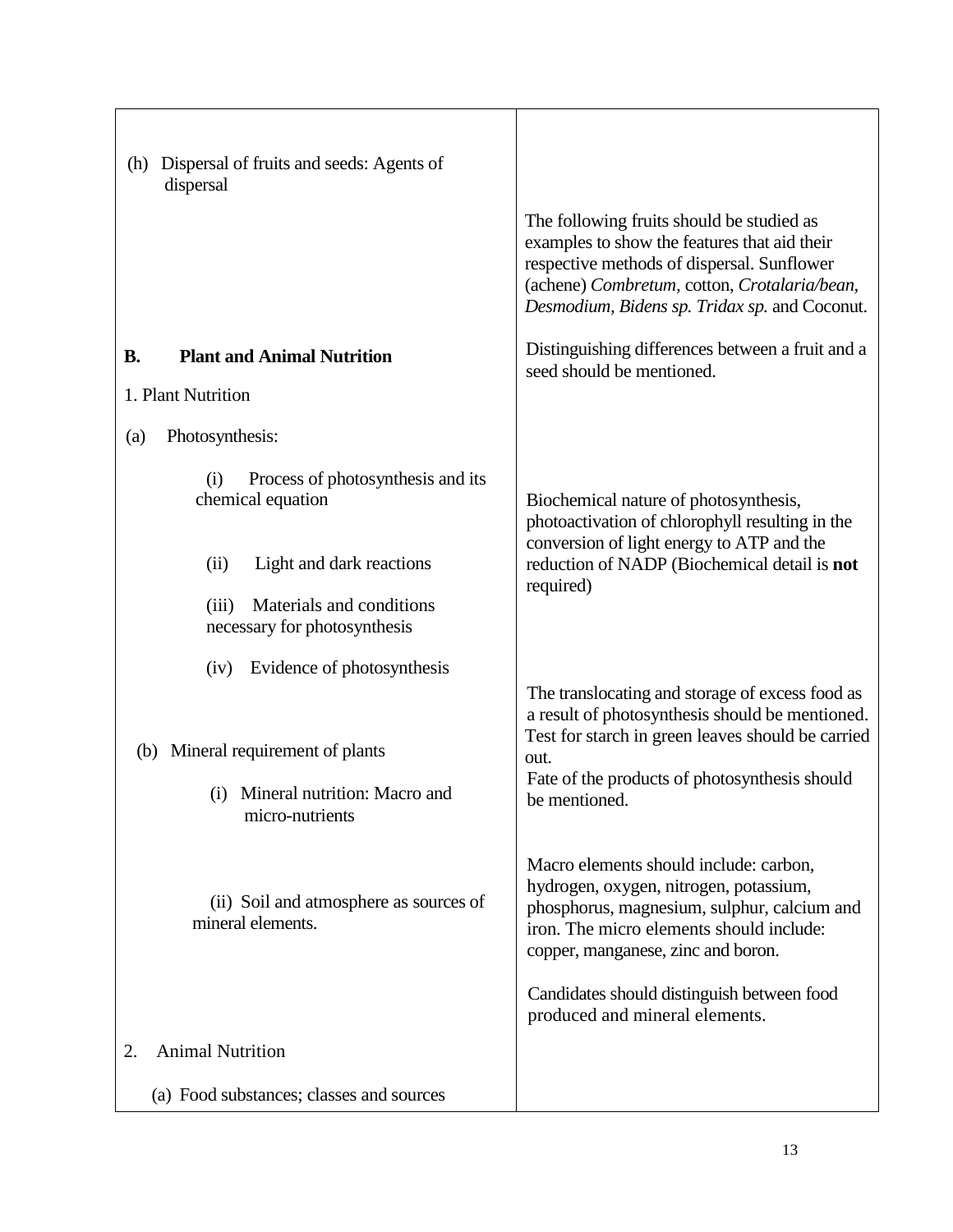| | |
|---|---|
| (h) Dispersal of fruits and seeds: Agents of dispersal | The following fruits should be studied as examples to show the features that aid their respective methods of dispersal. Sunflower (achene) *Combretum*, cotton, *Crotalaria/bean, Desmodium, Bidens sp. Tridax sp.* and Coconut. |
| **B. Plant and Animal Nutrition** | Distinguishing differences between a fruit and a seed should be mentioned. |
| 1. Plant Nutrition | |
| (a) Photosynthesis: | |
| (i) Process of photosynthesis and its chemical equation | Biochemical nature of photosynthesis, photoactivation of chlorophyll resulting in the conversion of light energy to ATP and the reduction of NADP (Biochemical detail is **not** required) |
| (ii) Light and dark reactions | |
| (iii) Materials and conditions necessary for photosynthesis | |
| (iv) Evidence of photosynthesis | The translocating and storage of excess food as a result of photosynthesis should be mentioned. Test for starch in green leaves should be carried out. |
| (b) Mineral requirement of plants | Fate of the products of photosynthesis should be mentioned. |
| (i) Mineral nutrition: Macro and micro-nutrients | Macro elements should include: carbon, hydrogen, oxygen, nitrogen, potassium, phosphorus, magnesium, sulphur, calcium and iron. The micro elements should include: copper, manganese, zinc and boron. |
| (ii) Soil and atmosphere as sources of mineral elements. | Candidates should distinguish between food produced and mineral elements. |
| 2. Animal Nutrition | |
| (a) Food substances; classes and sources | |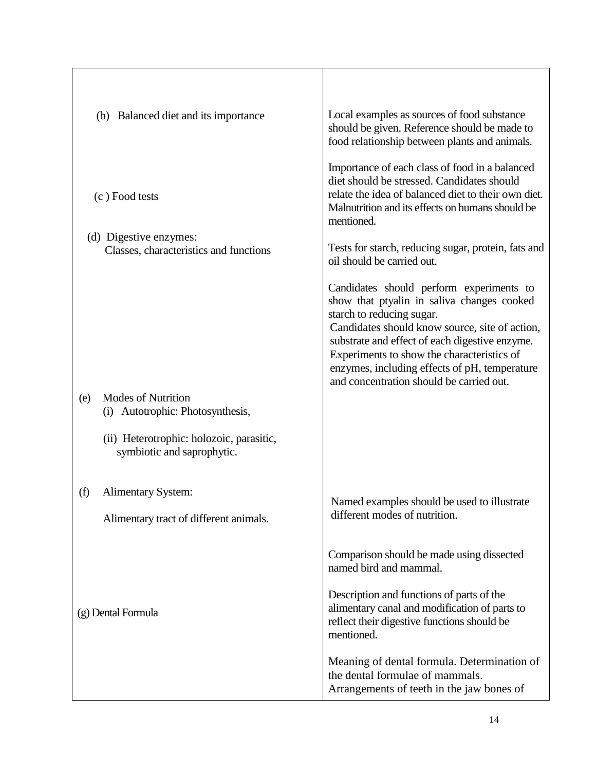| | |
|---|---|
| (b) Balanced diet and its importance | Local examples as sources of food substance should be given. Reference should be made to food relationship between plants and animals.<br><br>Importance of each class of food in a balanced diet should be stressed. Candidates should relate the idea of balanced diet to their own diet. Malnutrition and its effects on humans should be mentioned. |
| (c ) Food tests | Tests for starch, reducing sugar, protein, fats and oil should be carried out. |
| (d) Digestive enzymes:<br>Classes, characteristics and functions | Candidates should perform experiments to show that ptyalin in saliva changes cooked starch to reducing sugar.<br>Candidates should know source, site of action, substrate and effect of each digestive enzyme.<br>Experiments to show the characteristics of enzymes, including effects of pH, temperature and concentration should be carried out. |
| (e) Modes of Nutrition<br>(i) Autotrophic: Photosynthesis,<br><br>(ii) Heterotrophic: holozoic, parasitic, symbiotic and saprophytic. | Named examples should be used to illustrate different modes of nutrition. |
| (f) Alimentary System:<br><br>Alimentary tract of different animals. | Comparison should be made using dissected named bird and mammal.<br><br>Description and functions of parts of the alimentary canal and modification of parts to reflect their digestive functions should be mentioned. |
| (g) Dental Formula | Meaning of dental formula. Determination of the dental formulae of mammals.<br>Arrangements of teeth in the jaw bones of |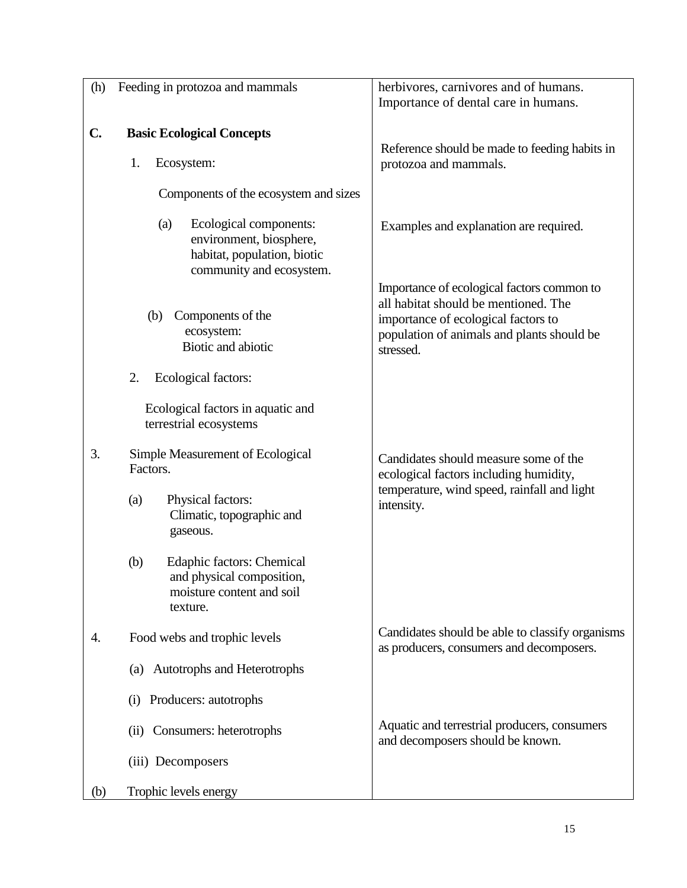| Topics | Notes |
| --- | --- |
| (h) Feeding in protozoa and mammals | herbivores, carnivores and of humans. Importance of dental care in humans. |
| **C. Basic Ecological Concepts** | |
| 1. Ecosystem: | Reference should be made to feeding habits in protozoa and mammals. |
| Components of the ecosystem and sizes | |
| (a) Ecological components: environment, biosphere, habitat, population, biotic community and ecosystem. | Examples and explanation are required. |
| (b) Components of the ecosystem: Biotic and abiotic | Importance of ecological factors common to all habitat should be mentioned. The importance of ecological factors to population of animals and plants should be stressed. |
| 2. Ecological factors: | |
| Ecological factors in aquatic and terrestrial ecosystems | |
| 3. Simple Measurement of Ecological Factors. | Candidates should measure some of the ecological factors including humidity, temperature, wind speed, rainfall and light intensity. |
| (a) Physical factors: Climatic, topographic and gaseous. | |
| (b) Edaphic factors: Chemical and physical composition, moisture content and soil texture. | |
| 4. Food webs and trophic levels | Candidates should be able to classify organisms as producers, consumers and decomposers. |
| (a) Autotrophs and Heterotrophs | |
| (i) Producers: autotrophs | |
| (ii) Consumers: heterotrophs | Aquatic and terrestrial producers, consumers and decomposers should be known. |
| (iii) Decomposers | |
| (b) Trophic levels energy | |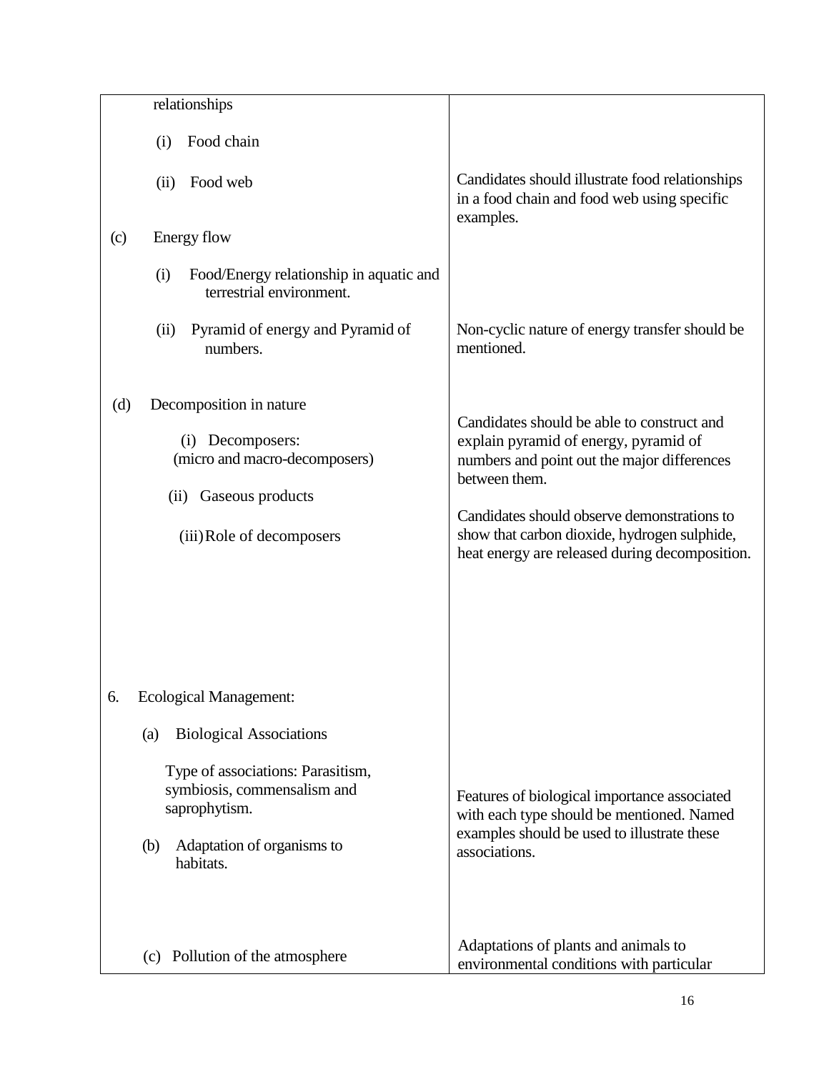| | |
|---|---|
| relationships<br><br>(i) Food chain<br><br>(ii) Food web | Candidates should illustrate food relationships in a food chain and food web using specific examples. |
| (c) Energy flow<br><br>(i) Food/Energy relationship in aquatic and terrestrial environment.<br><br>(ii) Pyramid of energy and Pyramid of numbers. | Non-cyclic nature of energy transfer should be mentioned. |
| (d) Decomposition in nature<br><br>(i) Decomposers: (micro and macro-decomposers)<br><br>(ii) Gaseous products<br><br>(iii) Role of decomposers | Candidates should be able to construct and explain pyramid of energy, pyramid of numbers and point out the major differences between them.<br><br>Candidates should observe demonstrations to show that carbon dioxide, hydrogen sulphide, heat energy are released during decomposition. |
| 6. Ecological Management:<br><br>(a) Biological Associations<br><br>Type of associations: Parasitism, symbiosis, commensalism and saprophytism. | Features of biological importance associated with each type should be mentioned. Named examples should be used to illustrate these associations. |
| (b) Adaptation of organisms to habitats. | |
| (c) Pollution of the atmosphere | Adaptations of plants and animals to environmental conditions with particular |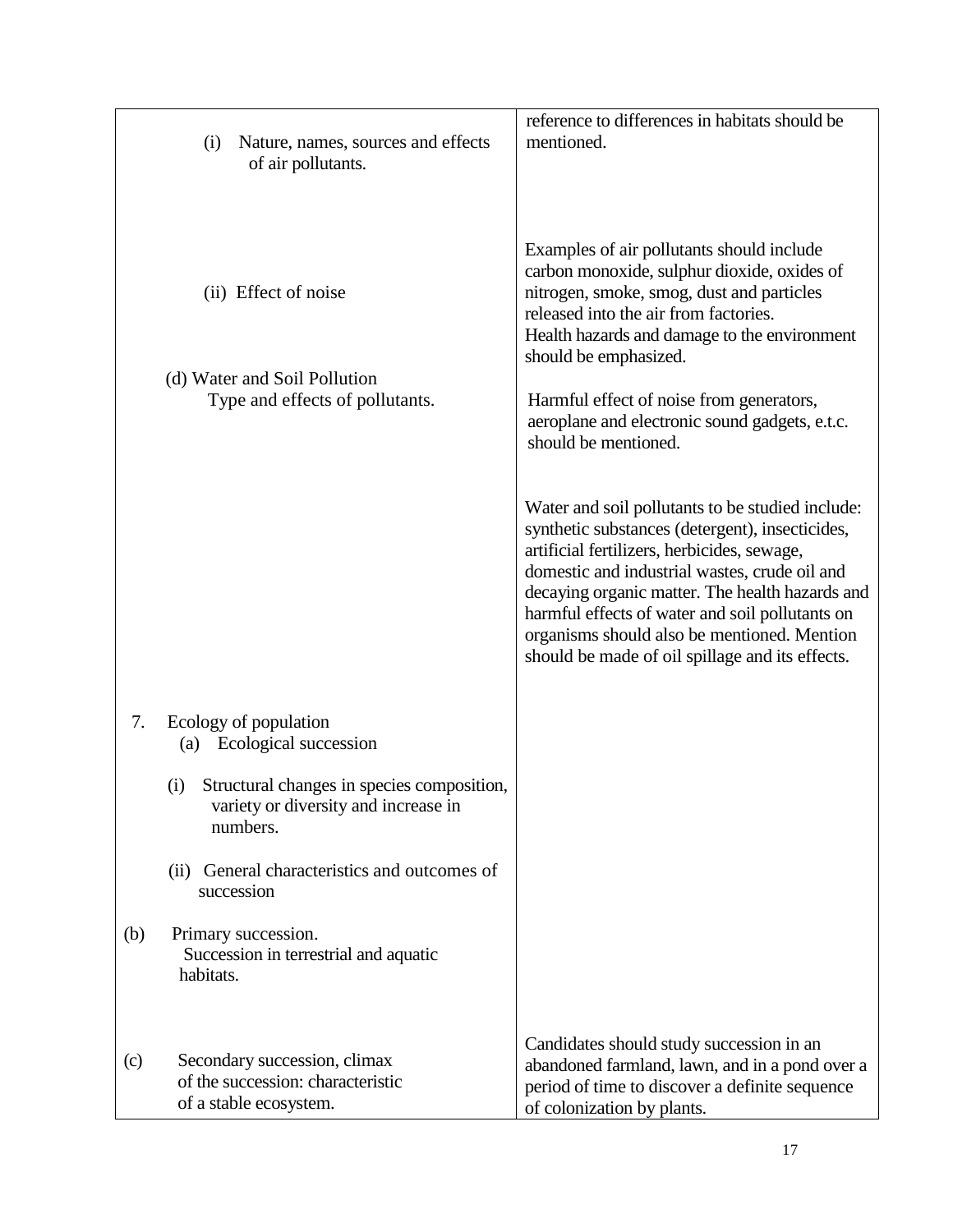| | |
|---|---|
| | reference to differences in habitats should be mentioned. |
| (i) Nature, names, sources and effects of air pollutants. | Examples of air pollutants should include carbon monoxide, sulphur dioxide, oxides of nitrogen, smoke, smog, dust and particles released into the air from factories. Health hazards and damage to the environment should be emphasized. |
| (ii) Effect of noise | Harmful effect of noise from generators, aeroplane and electronic sound gadgets, e.t.c. should be mentioned. |
| (d) Water and Soil Pollution<br>Type and effects of pollutants. | Water and soil pollutants to be studied include: synthetic substances (detergent), insecticides, artificial fertilizers, herbicides, sewage, domestic and industrial wastes, crude oil and decaying organic matter. The health hazards and harmful effects of water and soil pollutants on organisms should also be mentioned. Mention should be made of oil spillage and its effects. |
| 7. Ecology of population<br>(a) Ecological succession<br>(i) Structural changes in species composition, variety or diversity and increase in numbers.<br>(ii) General characteristics and outcomes of succession | |
| (b) Primary succession.<br>Succession in terrestrial and aquatic habitats. | |
| (c) Secondary succession, climax of the succession: characteristic of a stable ecosystem. | Candidates should study succession in an abandoned farmland, lawn, and in a pond over a period of time to discover a definite sequence of colonization by plants. |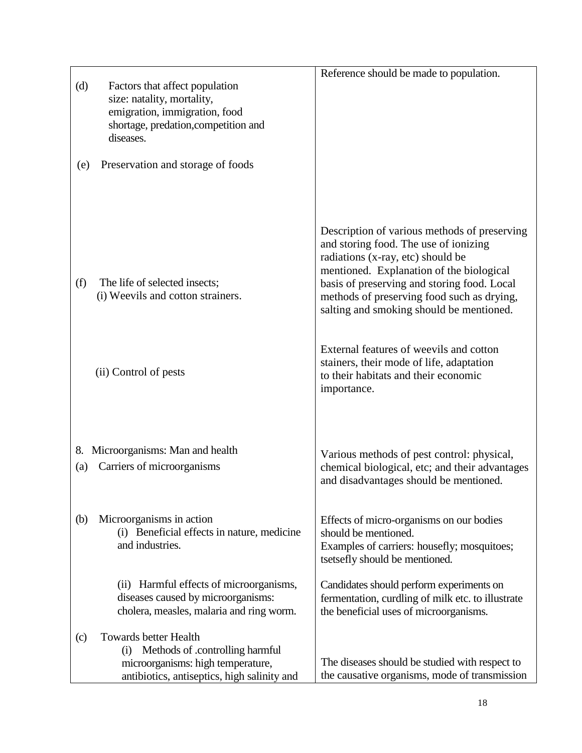| | |
|---|---|
| (d) Factors that affect population size: natality, mortality, emigration, immigration, food shortage, predation,competition and diseases. | Reference should be made to population. |
| (e) Preservation and storage of foods | Description of various methods of preserving and storing food. The use of ionizing radiations (x-ray, etc) should be mentioned. Explanation of the biological basis of preserving and storing food. Local methods of preserving food such as drying, salting and smoking should be mentioned. |
| (f) The life of selected insects; (i) Weevils and cotton strainers. | External features of weevils and cotton stainers, their mode of life, adaptation to their habitats and their economic importance. |
| (ii) Control of pests | Various methods of pest control: physical, chemical biological, etc; and their advantages and disadvantages should be mentioned. |
| 8. Microorganisms: Man and health | |
| (a) Carriers of microorganisms | Effects of micro-organisms on our bodies should be mentioned. Examples of carriers: housefly; mosquitoes; tsetsefly should be mentioned. |
| (b) Microorganisms in action (i) Beneficial effects in nature, medicine and industries. | Candidates should perform experiments on fermentation, curdling of milk etc. to illustrate the beneficial uses of microorganisms. |
| (ii) Harmful effects of microorganisms, diseases caused by microorganisms: cholera, measles, malaria and ring worm. | The diseases should be studied with respect to the causative organisms, mode of transmission |
| (c) Towards better Health (i) Methods of .controlling harmful microorganisms: high temperature, antibiotics, antiseptics, high salinity and | |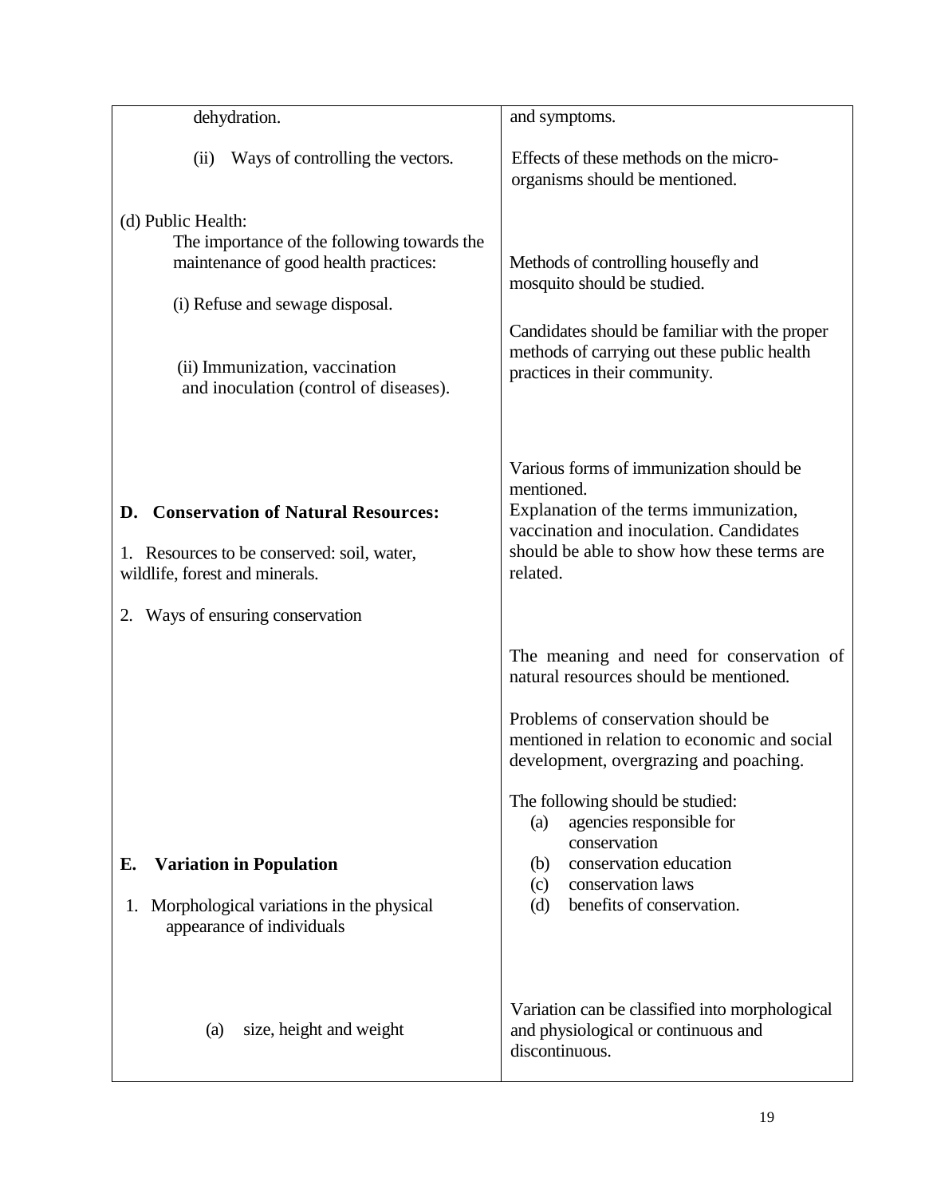| | |
|---|---|
| dehydration. | and symptoms. |
| (ii) Ways of controlling the vectors. | Effects of these methods on the micro-organisms should be mentioned. |
| (d) Public Health:<br>The importance of the following towards the maintenance of good health practices:<br><br>(i) Refuse and sewage disposal.<br><br>(ii) Immunization, vaccination and inoculation (control of diseases). | Methods of controlling housefly and mosquito should be studied.<br><br>Candidates should be familiar with the proper methods of carrying out these public health practices in their community.<br><br>Various forms of immunization should be mentioned.<br>Explanation of the terms immunization, vaccination and inoculation. Candidates should be able to show how these terms are related. |
| **D. Conservation of Natural Resources:**<br><br>1. Resources to be conserved: soil, water, wildlife, forest and minerals.<br><br>2. Ways of ensuring conservation | The meaning and need for conservation of natural resources should be mentioned.<br><br>Problems of conservation should be mentioned in relation to economic and social development, overgrazing and poaching.<br><br>The following should be studied:<br>(a) agencies responsible for conservation<br>(b) conservation education<br>(c) conservation laws<br>(d) benefits of conservation. |
| **E. Variation in Population**<br><br>1. Morphological variations in the physical appearance of individuals<br><br>(a) size, height and weight | Variation can be classified into morphological and physiological or continuous and discontinuous. |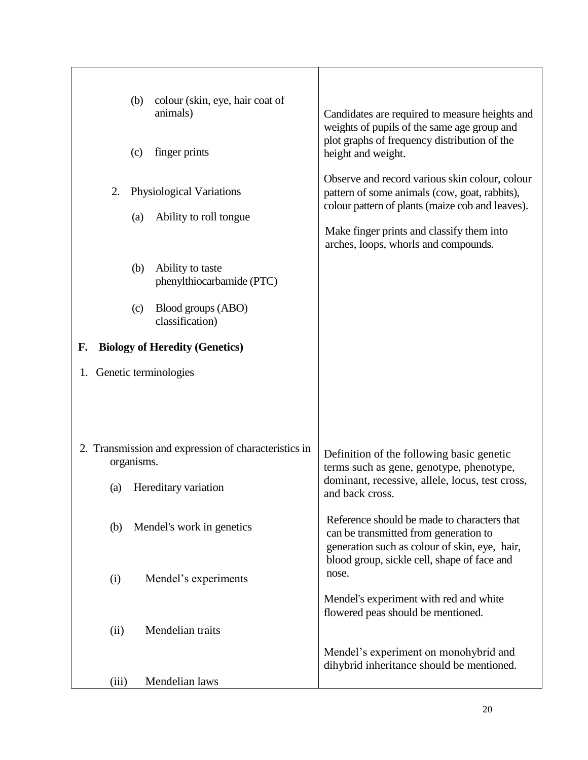| | |
|---|---|
| (b) colour (skin, eye, hair coat of animals)<br><br>(c) finger prints<br><br>2. Physiological Variations<br><br>(a) Ability to roll tongue<br><br>(b) Ability to taste phenylthiocarbamide (PTC)<br><br>(c) Blood groups (ABO) classification) | Candidates are required to measure heights and weights of pupils of the same age group and plot graphs of frequency distribution of the height and weight.<br><br>Observe and record various skin colour, colour pattern of some animals (cow, goat, rabbits), colour pattern of plants (maize cob and leaves).<br><br>Make finger prints and classify them into arches, loops, whorls and compounds. |
| **F. Biology of Heredity (Genetics)**<br><br>1. Genetic terminologies | |
| 2. Transmission and expression of characteristics in organisms.<br><br>(a) Hereditary variation<br><br>(b) Mendel's work in genetics<br><br>(i) Mendel's experiments<br><br>(ii) Mendelian traits<br><br>(iii) Mendelian laws | Definition of the following basic genetic terms such as gene, genotype, phenotype, dominant, recessive, allele, locus, test cross, and back cross.<br><br>Reference should be made to characters that can be transmitted from generation to generation such as colour of skin, eye, hair, blood group, sickle cell, shape of face and nose.<br><br>Mendel's experiment with red and white flowered peas should be mentioned.<br><br>Mendel's experiment on monohybrid and dihybrid inheritance should be mentioned. |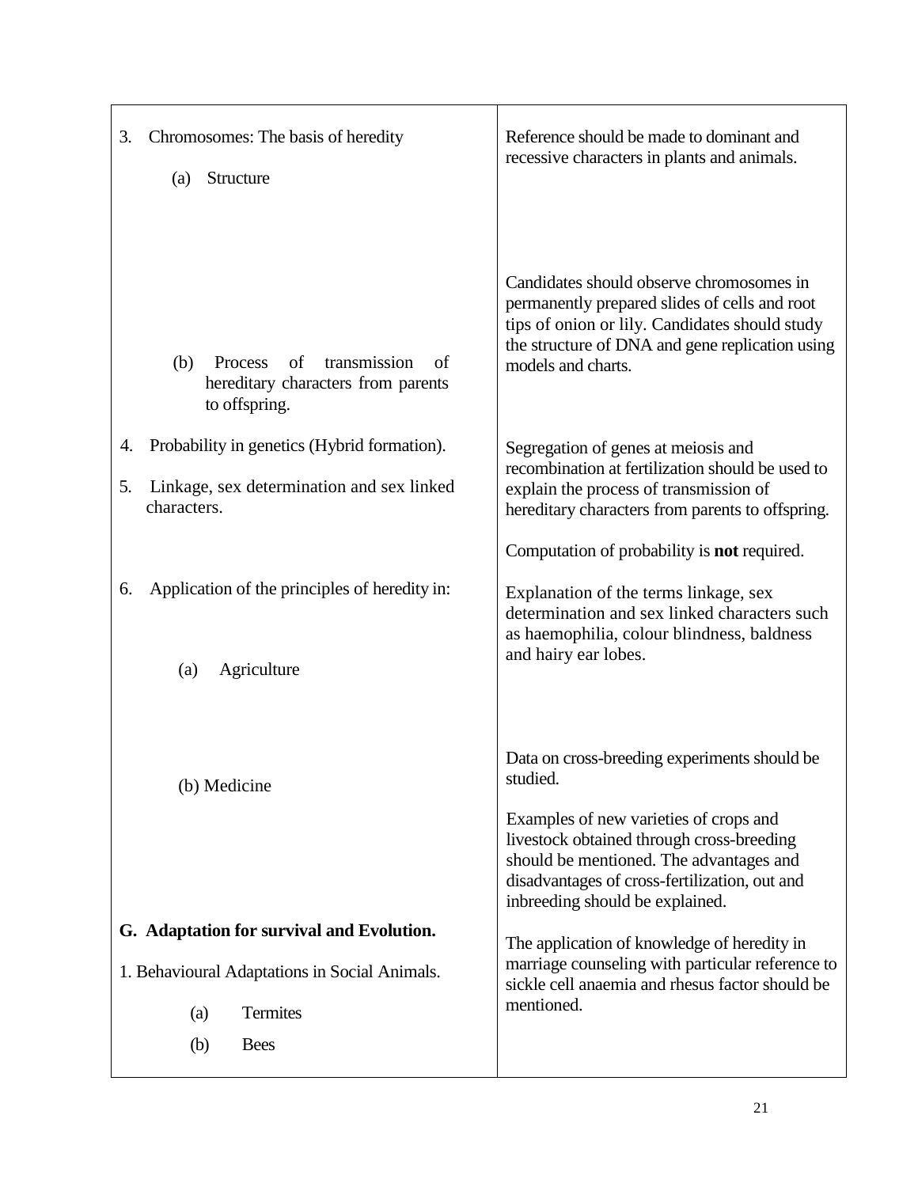| | |
|---|---|
| 3. Chromosomes: The basis of heredity<br>(a) Structure | Reference should be made to dominant and recessive characters in plants and animals.<br><br>Candidates should observe chromosomes in permanently prepared slides of cells and root tips of onion or lily. Candidates should study the structure of DNA and gene replication using models and charts. |
| (b) Process of transmission of hereditary characters from parents to offspring. | Segregation of genes at meiosis and recombination at fertilization should be used to explain the process of transmission of hereditary characters from parents to offspring. |
| 4. Probability in genetics (Hybrid formation). | Computation of probability is **not** required. |
| 5. Linkage, sex determination and sex linked characters. | Explanation of the terms linkage, sex determination and sex linked characters such as haemophilia, colour blindness, baldness and hairy ear lobes. |
| 6. Application of the principles of heredity in:<br>(a) Agriculture | Data on cross-breeding experiments should be studied.<br><br>Examples of new varieties of crops and livestock obtained through cross-breeding should be mentioned. The advantages and disadvantages of cross-fertilization, out and inbreeding should be explained. |
| (b) Medicine | The application of knowledge of heredity in marriage counseling with particular reference to sickle cell anaemia and rhesus factor should be mentioned. |
| **G. Adaptation for survival and Evolution.**<br>1. Behavioural Adaptations in Social Animals.<br>(a) Termites<br>(b) Bees | |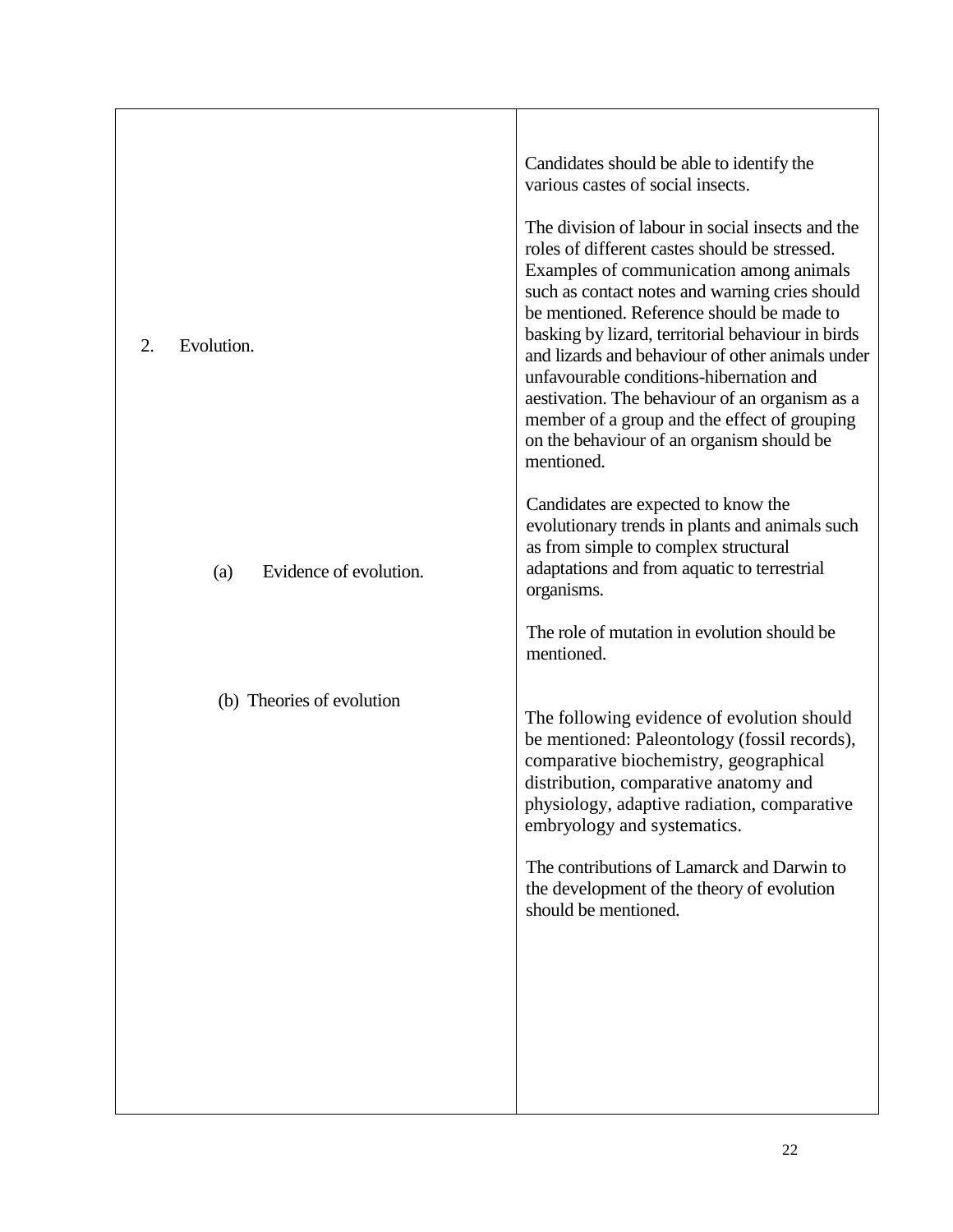| | |
|---|---|
| | Candidates should be able to identify the various castes of social insects.<br><br>The division of labour in social insects and the roles of different castes should be stressed. Examples of communication among animals such as contact notes and warning cries should be mentioned. Reference should be made to basking by lizard, territorial behaviour in birds and lizards and behaviour of other animals under unfavourable conditions-hibernation and aestivation. The behaviour of an organism as a member of a group and the effect of grouping on the behaviour of an organism should be mentioned. |
| 2. Evolution.<br><br>(a) Evidence of evolution.<br><br>(b) Theories of evolution | Candidates are expected to know the evolutionary trends in plants and animals such as from simple to complex structural adaptations and from aquatic to terrestrial organisms.<br><br>The role of mutation in evolution should be mentioned.<br><br>The following evidence of evolution should be mentioned: Paleontology (fossil records), comparative biochemistry, geographical distribution, comparative anatomy and physiology, adaptive radiation, comparative embryology and systematics.<br><br>The contributions of Lamarck and Darwin to the development of the theory of evolution should be mentioned. |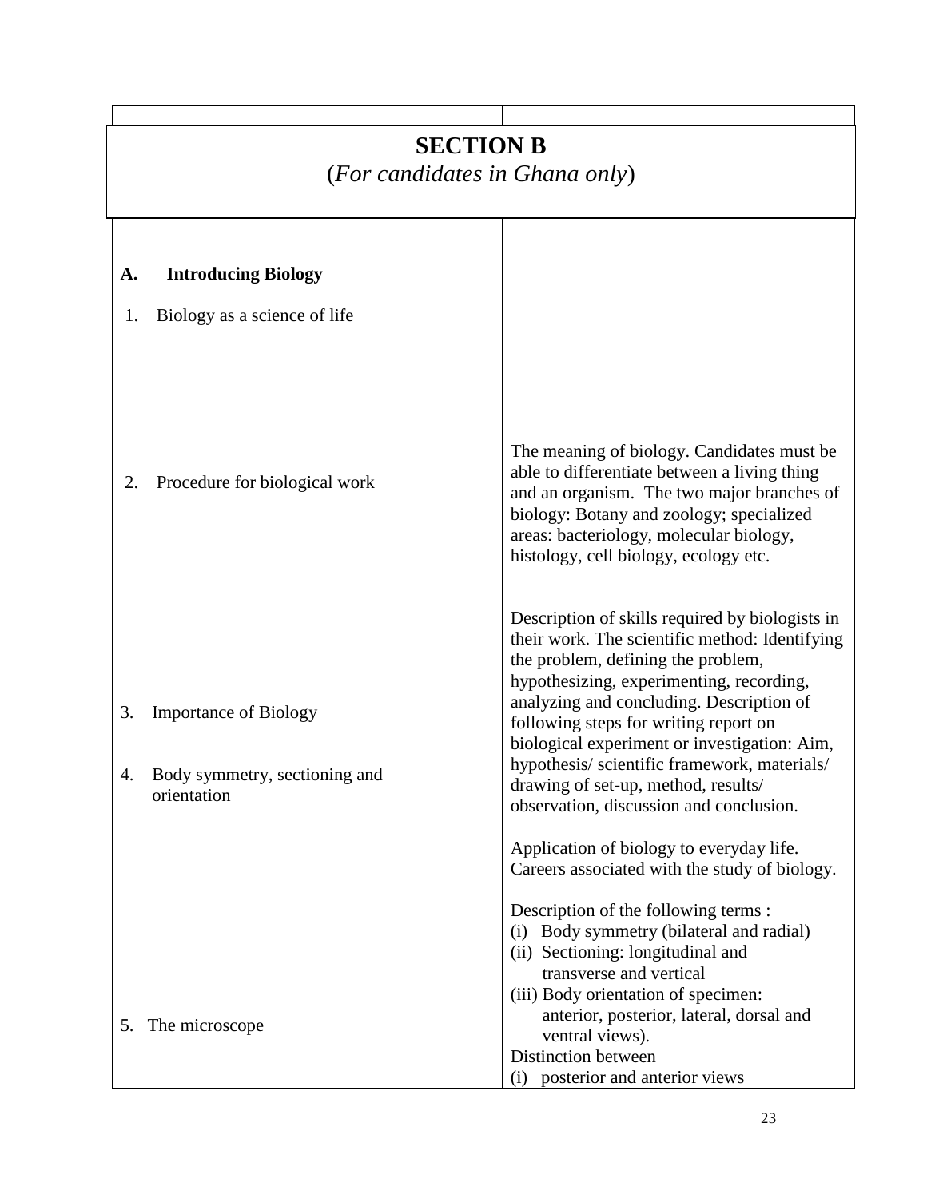## SECTION B
(*For candidates in Ghana only*)

| | |
|---|---|
| **A. Introducing Biology** | |
| 1. Biology as a science of life | The meaning of biology. Candidates must be able to differentiate between a living thing and an organism. The two major branches of biology: Botany and zoology; specialized areas: bacteriology, molecular biology, histology, cell biology, ecology etc. |
| 2. Procedure for biological work | Description of skills required by biologists in their work. The scientific method: Identifying the problem, defining the problem, hypothesizing, experimenting, recording, analyzing and concluding. Description of following steps for writing report on biological experiment or investigation: Aim, hypothesis/ scientific framework, materials/ drawing of set-up, method, results/ observation, discussion and conclusion. |
| 3. Importance of Biology | Application of biology to everyday life. Careers associated with the study of biology. |
| 4. Body symmetry, sectioning and orientation | Description of the following terms :<br>(i) Body symmetry (bilateral and radial)<br>(ii) Sectioning: longitudinal and transverse and vertical<br>(iii) Body orientation of specimen: anterior, posterior, lateral, dorsal and ventral views).<br>Distinction between<br>(i) posterior and anterior views |
| 5. The microscope | |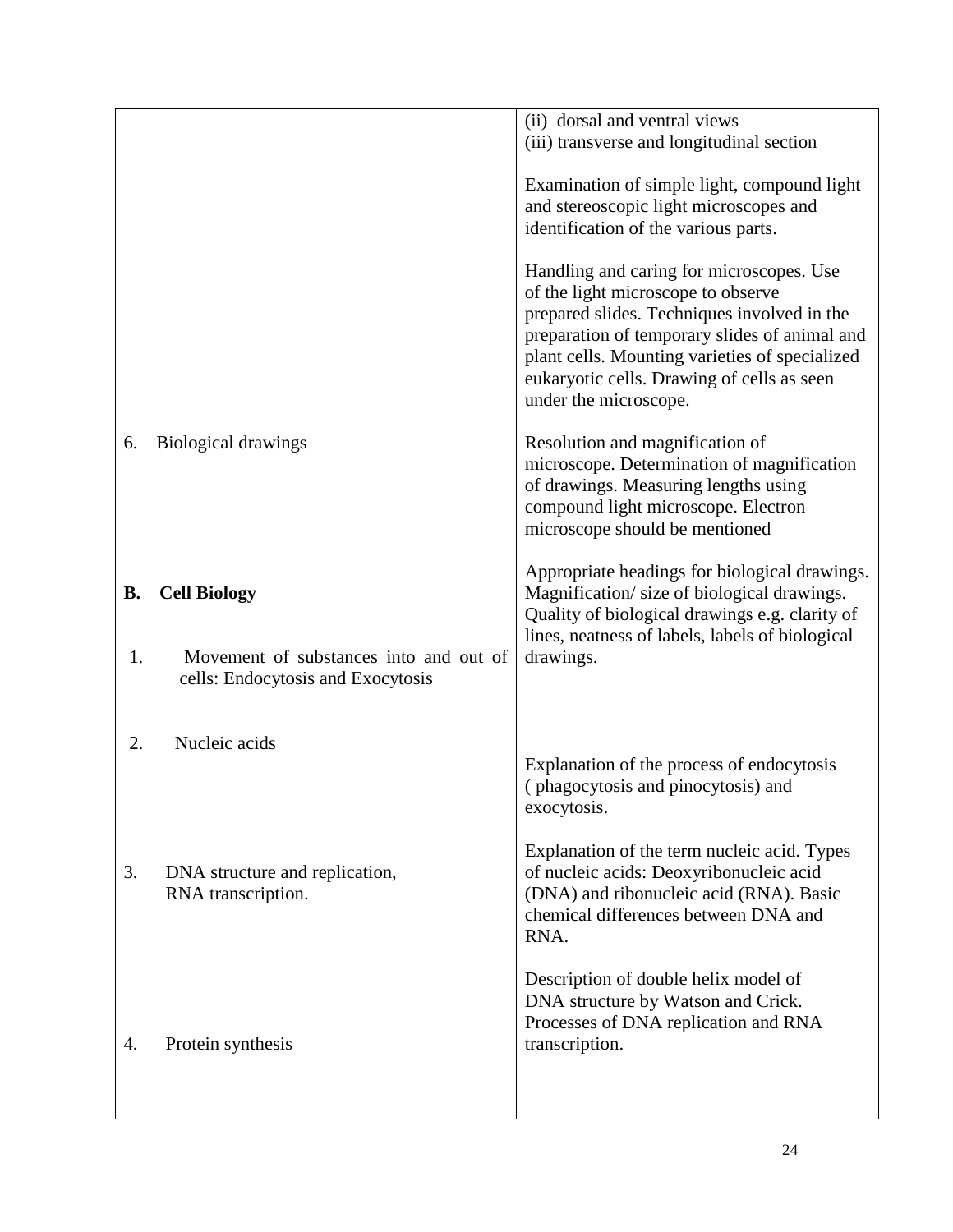| | |
|---|---|
| | (ii) dorsal and ventral views<br>(iii) transverse and longitudinal section<br><br>Examination of simple light, compound light and stereoscopic light microscopes and identification of the various parts.<br><br>Handling and caring for microscopes. Use of the light microscope to observe prepared slides. Techniques involved in the preparation of temporary slides of animal and plant cells. Mounting varieties of specialized eukaryotic cells. Drawing of cells as seen under the microscope. |
| 6. Biological drawings | Resolution and magnification of microscope. Determination of magnification of drawings. Measuring lengths using compound light microscope. Electron microscope should be mentioned<br><br>Appropriate headings for biological drawings. Magnification/ size of biological drawings. Quality of biological drawings e.g. clarity of lines, neatness of labels, labels of biological drawings. |
| **B. Cell Biology** | |
| 1. Movement of substances into and out of cells: Endocytosis and Exocytosis | Explanation of the process of endocytosis ( phagocytosis and pinocytosis) and exocytosis. |
| 2. Nucleic acids | Explanation of the term nucleic acid. Types of nucleic acids: Deoxyribonucleic acid (DNA) and ribonucleic acid (RNA). Basic chemical differences between DNA and RNA. |
| 3. DNA structure and replication, RNA transcription. | Description of double helix model of DNA structure by Watson and Crick. Processes of DNA replication and RNA transcription. |
| 4. Protein synthesis | |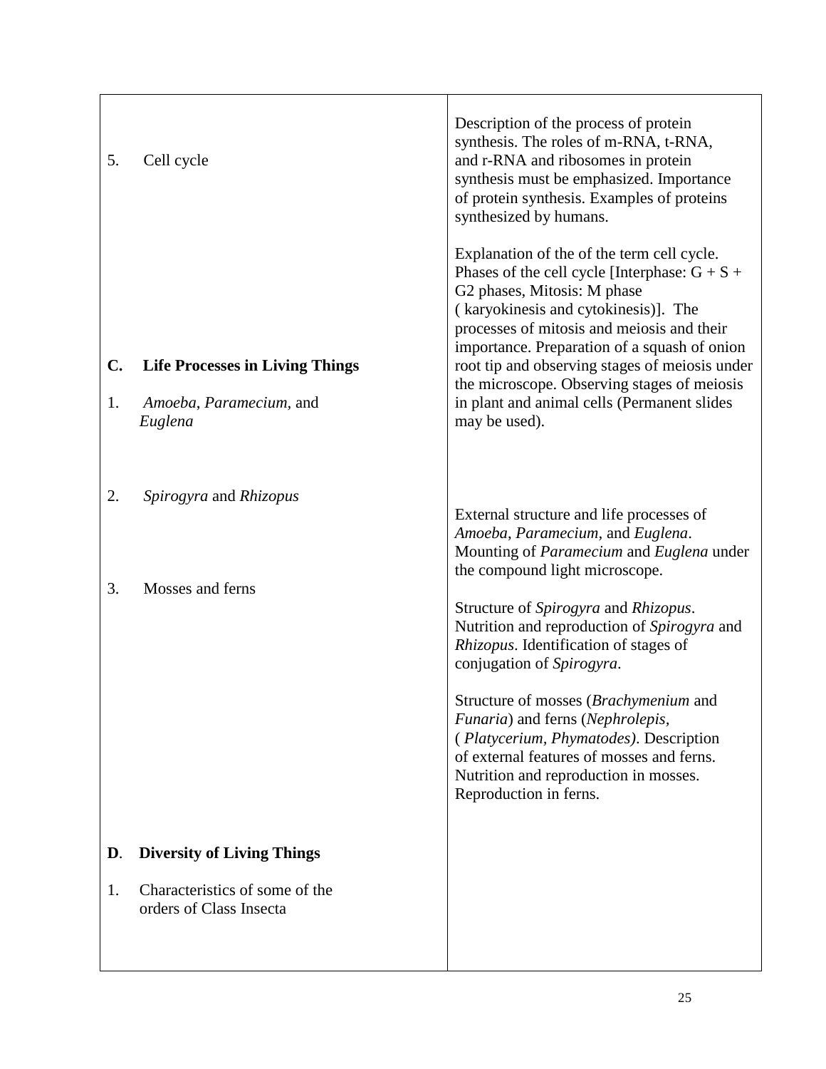| | |
|---|---|
| 5. Cell cycle | Description of the process of protein synthesis. The roles of m-RNA, t-RNA, and r-RNA and ribosomes in protein synthesis must be emphasized. Importance of protein synthesis. Examples of proteins synthesized by humans.<br><br>Explanation of the of the term cell cycle. Phases of the cell cycle [Interphase: G + S + G2 phases, Mitosis: M phase ( karyokinesis and cytokinesis)]. The processes of mitosis and meiosis and their importance. Preparation of a squash of onion root tip and observing stages of meiosis under the microscope. Observing stages of meiosis in plant and animal cells (Permanent slides may be used). |
| **C. Life Processes in Living Things** | |
| 1. *Amoeba*, *Paramecium*, and *Euglena* | External structure and life processes of *Amoeba*, *Paramecium*, and *Euglena*. Mounting of *Paramecium* and *Euglena* under the compound light microscope. |
| 2. *Spirogyra* and *Rhizopus* | Structure of *Spirogyra* and *Rhizopus*. Nutrition and reproduction of *Spirogyra* and *Rhizopus*. Identification of stages of conjugation of *Spirogyra*. |
| 3. Mosses and ferns | Structure of mosses (*Brachymenium* and *Funaria*) and ferns (*Nephrolepis*, ( *Platycerium*, *Phymatodes)*. Description of external features of mosses and ferns. Nutrition and reproduction in mosses. Reproduction in ferns. |
| **D. Diversity of Living Things** | |
| 1. Characteristics of some of the orders of Class Insecta | |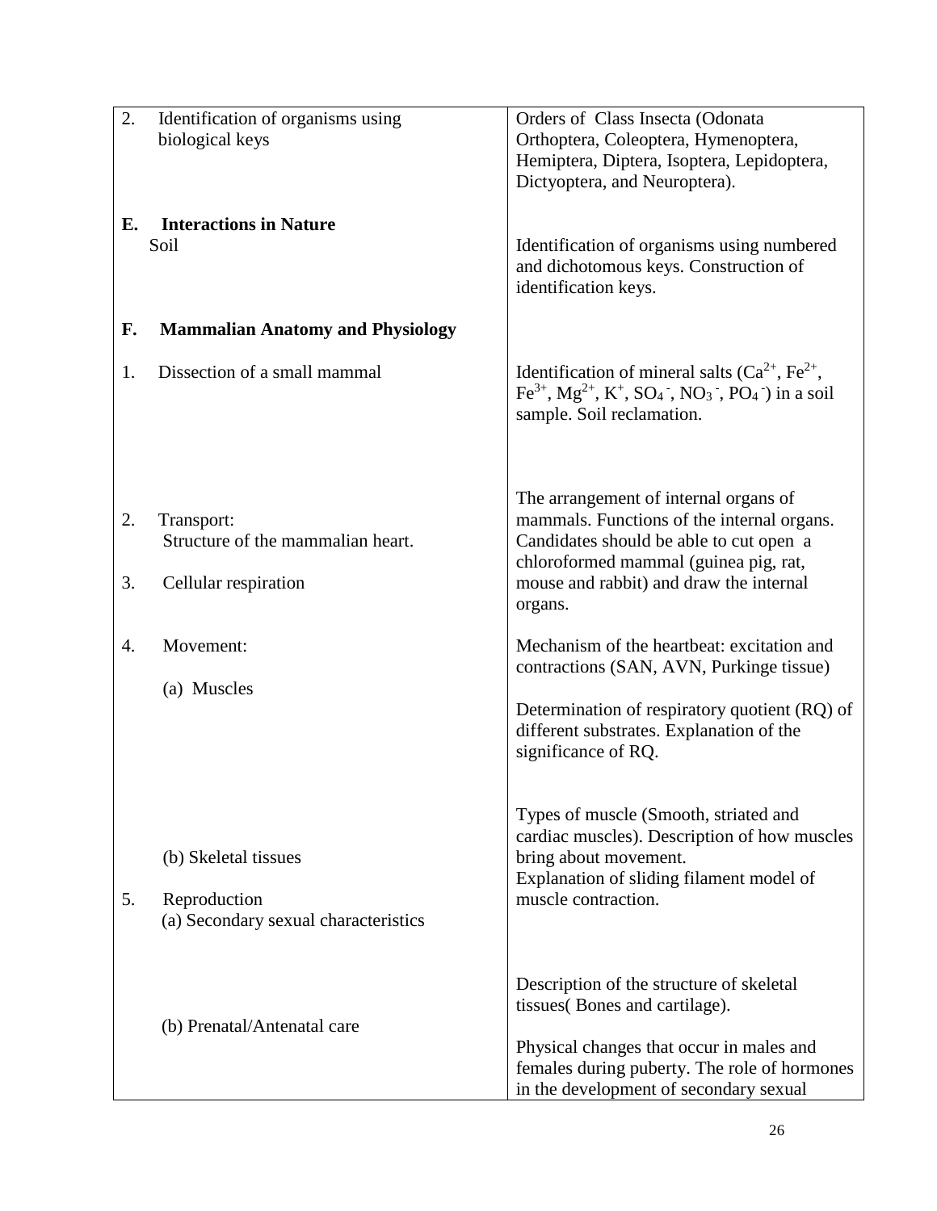| | |
|---|---|
| 2. Identification of organisms using biological keys | Orders of Class Insecta (Odonata Orthoptera, Coleoptera, Hymenoptera, Hemiptera, Diptera, Isoptera, Lepidoptera, Dictyoptera, and Neuroptera). |
| **E. Interactions in Nature** | |
| Soil | Identification of organisms using numbered and dichotomous keys. Construction of identification keys. |
| **F. Mammalian Anatomy and Physiology** | |
| 1. Dissection of a small mammal | Identification of mineral salts ($Ca^{2+}$, $Fe^{2+}$, $Fe^{3+}$, $Mg^{2+}$, $K^{+}$, $SO_4^{-}$, $NO_3^{-}$, $PO_4^{-}$) in a soil sample. Soil reclamation. |
| 2. Transport: Structure of the mammalian heart. | The arrangement of internal organs of mammals. Functions of the internal organs. Candidates should be able to cut open a chloroformed mammal (guinea pig, rat, mouse and rabbit) and draw the internal organs. |
| 3. Cellular respiration | |
| 4. Movement: | Mechanism of the heartbeat: excitation and contractions (SAN, AVN, Purkinge tissue) |
| (a) Muscles | Determination of respiratory quotient (RQ) of different substrates. Explanation of the significance of RQ. |
| (b) Skeletal tissues | Types of muscle (Smooth, striated and cardiac muscles). Description of how muscles bring about movement. Explanation of sliding filament model of muscle contraction. |
| 5. Reproduction (a) Secondary sexual characteristics | Description of the structure of skeletal tissues( Bones and cartilage). |
| (b) Prenatal/Antenatal care | Physical changes that occur in males and females during puberty. The role of hormones in the development of secondary sexual |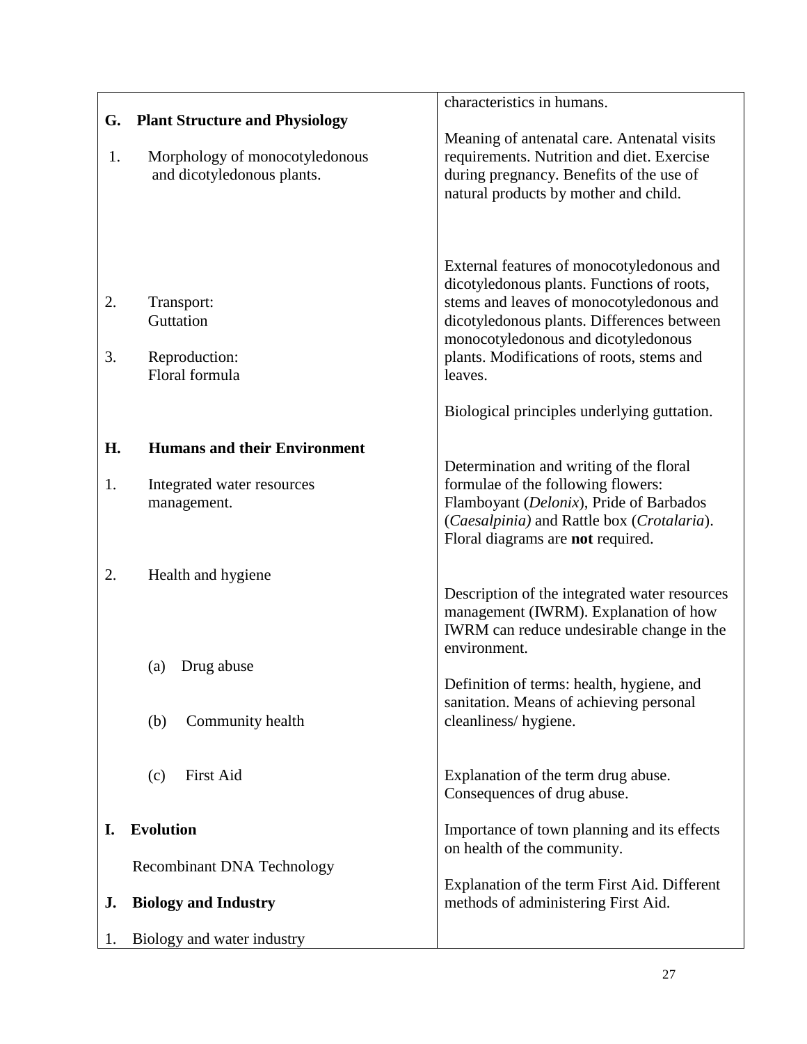| | |
|---|---|
| | characteristics in humans. |
| **G. Plant Structure and Physiology** | Meaning of antenatal care. Antenatal visits requirements. Nutrition and diet. Exercise during pregnancy. Benefits of the use of natural products by mother and child. |
| 1. Morphology of monocotyledonous and dicotyledonous plants. | External features of monocotyledonous and dicotyledonous plants. Functions of roots, stems and leaves of monocotyledonous and dicotyledonous plants. Differences between monocotyledonous and dicotyledonous plants. Modifications of roots, stems and leaves. |
| 2. Transport: Guttation | Biological principles underlying guttation. |
| 3. Reproduction: Floral formula | Determination and writing of the floral formulae of the following flowers: Flamboyant (*Delonix*), Pride of Barbados (*Caesalpinia)* and Rattle box (*Crotalaria*). Floral diagrams are **not** required. |
| **H. Humans and their Environment** | |
| 1. Integrated water resources management. | Description of the integrated water resources management (IWRM). Explanation of how IWRM can reduce undesirable change in the environment. |
| 2. Health and hygiene | Definition of terms: health, hygiene, and sanitation. Means of achieving personal cleanliness/ hygiene. |
| (a) Drug abuse | Explanation of the term drug abuse. Consequences of drug abuse. |
| (b) Community health | Importance of town planning and its effects on health of the community. |
| (c) First Aid | Explanation of the term First Aid. Different methods of administering First Aid. |
| **I. Evolution** | |
| Recombinant DNA Technology | |
| **J. Biology and Industry** | |
| 1. Biology and water industry | |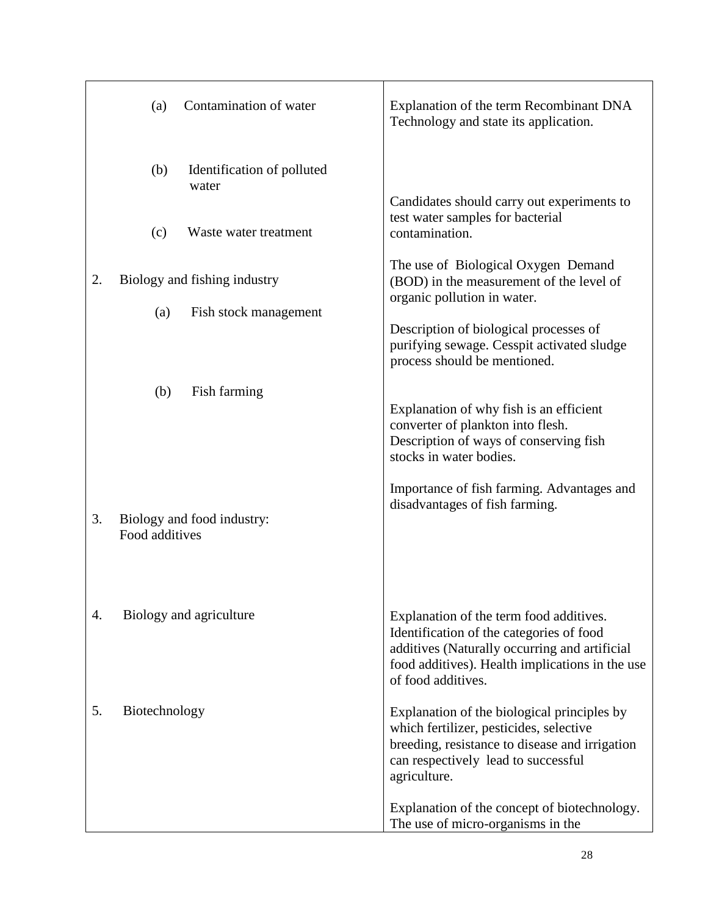| | |
|---|---|
| (a) Contamination of water | Explanation of the term Recombinant DNA Technology and state its application. |
| (b) Identification of polluted water | Candidates should carry out experiments to test water samples for bacterial contamination. |
| (c) Waste water treatment | The use of Biological Oxygen Demand (BOD) in the measurement of the level of organic pollution in water. |
| 2. Biology and fishing industry | |
| (a) Fish stock management | Description of biological processes of purifying sewage. Cesspit activated sludge process should be mentioned. |
| (b) Fish farming | Explanation of why fish is an efficient converter of plankton into flesh.<br>Description of ways of conserving fish stocks in water bodies.<br><br>Importance of fish farming. Advantages and disadvantages of fish farming. |
| 3. Biology and food industry: Food additives | |
| 4. Biology and agriculture | Explanation of the term food additives. Identification of the categories of food additives (Naturally occurring and artificial food additives). Health implications in the use of food additives. |
| 5. Biotechnology | Explanation of the biological principles by which fertilizer, pesticides, selective breeding, resistance to disease and irrigation can respectively lead to successful agriculture.<br><br>Explanation of the concept of biotechnology. The use of micro-organisms in the |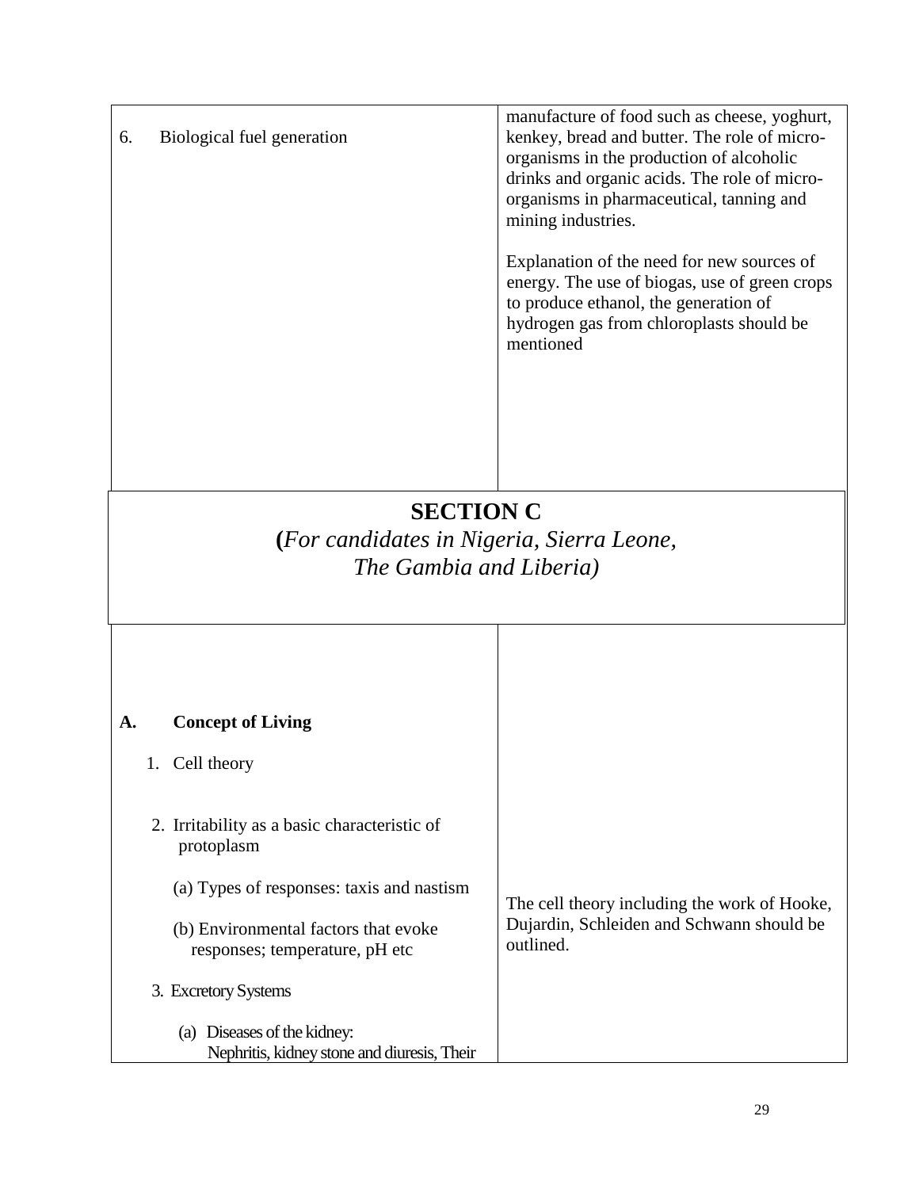| | |
|---|---|
| 6. Biological fuel generation | manufacture of food such as cheese, yoghurt, kenkey, bread and butter. The role of micro-organisms in the production of alcoholic drinks and organic acids. The role of micro-organisms in pharmaceutical, tanning and mining industries.<br><br>Explanation of the need for new sources of energy. The use of biogas, use of green crops to produce ethanol, the generation of hydrogen gas from chloroplasts should be mentioned |

## SECTION C

**(***For candidates in Nigeria, Sierra Leone, The Gambia and Liberia)*

| | |
|---|---|
| **A. Concept of Living**<br><br>1. Cell theory<br><br>2. Irritability as a basic characteristic of protoplasm<br><br>(a) Types of responses: taxis and nastism<br><br>(b) Environmental factors that evoke responses; temperature, pH etc<br><br>3. Excretory Systems<br><br>(a) Diseases of the kidney: Nephritis, kidney stone and diuresis, Their | The cell theory including the work of Hooke, Dujardin, Schleiden and Schwann should be outlined. |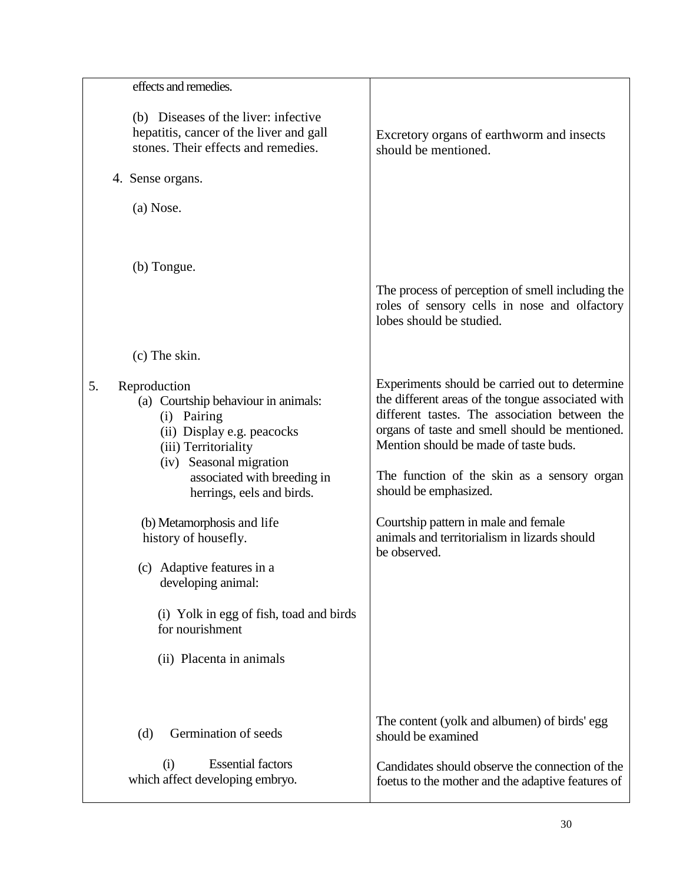| | |
|---|---|
| effects and remedies.<br><br>(b) Diseases of the liver: infective hepatitis, cancer of the liver and gall stones. Their effects and remedies. | Excretory organs of earthworm and insects should be mentioned. |
| 4. Sense organs.<br><br>(a) Nose.<br><br>(b) Tongue. | The process of perception of smell including the roles of sensory cells in nose and olfactory lobes should be studied. |
| (c) The skin. | |
| 5. Reproduction<br>(a) Courtship behaviour in animals:<br>(i) Pairing<br>(ii) Display e.g. peacocks<br>(iii) Territoriality<br>(iv) Seasonal migration associated with breeding in herrings, eels and birds. | Experiments should be carried out to determine the different areas of the tongue associated with different tastes. The association between the organs of taste and smell should be mentioned. Mention should be made of taste buds.<br><br>The function of the skin as a sensory organ should be emphasized. |
| (b) Metamorphosis and life history of housefly. | Courtship pattern in male and female animals and territorialism in lizards should be observed. |
| (c) Adaptive features in a developing animal:<br><br>(i) Yolk in egg of fish, toad and birds for nourishment<br><br>(ii) Placenta in animals | |
| (d) Germination of seeds | The content (yolk and albumen) of birds' egg should be examined |
| (i) Essential factors which affect developing embryo. | Candidates should observe the connection of the foetus to the mother and the adaptive features of |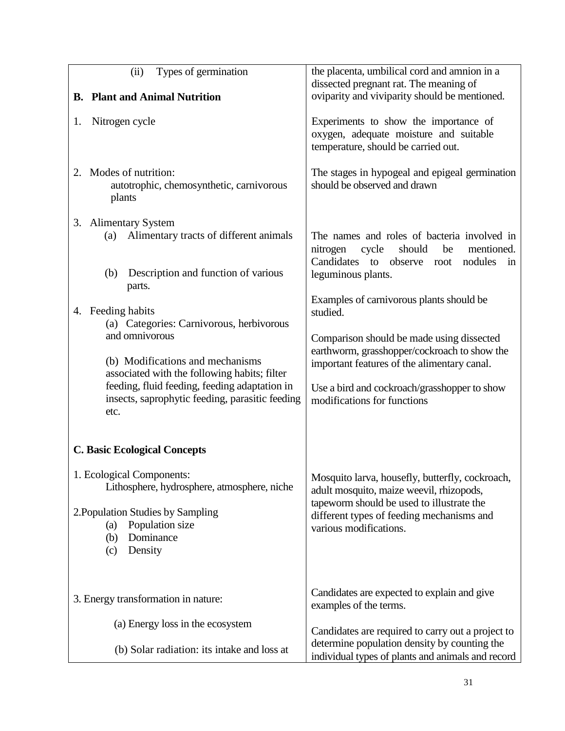| | |
|---|---|
| (ii) Types of germination<br><br>**B. Plant and Animal Nutrition**<br><br>1. Nitrogen cycle<br><br>2. Modes of nutrition: autotrophic, chemosynthetic, carnivorous plants<br><br>3. Alimentary System<br>(a) Alimentary tracts of different animals<br><br>(b) Description and function of various parts.<br><br>4. Feeding habits<br>(a) Categories: Carnivorous, herbivorous and omnivorous<br><br>(b) Modifications and mechanisms associated with the following habits; filter feeding, fluid feeding, feeding adaptation in insects, saprophytic feeding, parasitic feeding etc.<br><br>**C. Basic Ecological Concepts**<br><br>1. Ecological Components: Lithosphere, hydrosphere, atmosphere, niche<br><br>2. Population Studies by Sampling<br>(a) Population size<br>(b) Dominance<br>(c) Density<br><br>3. Energy transformation in nature:<br><br>(a) Energy loss in the ecosystem<br><br>(b) Solar radiation: its intake and loss at | the placenta, umbilical cord and amnion in a dissected pregnant rat. The meaning of oviparity and viviparity should be mentioned.<br><br>Experiments to show the importance of oxygen, adequate moisture and suitable temperature, should be carried out.<br><br>The stages in hypogeal and epigeal germination should be observed and drawn<br><br>The names and roles of bacteria involved in nitrogen cycle should be mentioned. Candidates to observe root nodules in leguminous plants.<br><br>Examples of carnivorous plants should be studied.<br><br>Comparison should be made using dissected earthworm, grasshopper/cockroach to show the important features of the alimentary canal.<br><br>Use a bird and cockroach/grasshopper to show modifications for functions<br><br>Mosquito larva, housefly, butterfly, cockroach, adult mosquito, maize weevil, rhizopods, tapeworm should be used to illustrate the different types of feeding mechanisms and various modifications.<br><br>Candidates are expected to explain and give examples of the terms.<br><br>Candidates are required to carry out a project to determine population density by counting the individual types of plants and animals and record |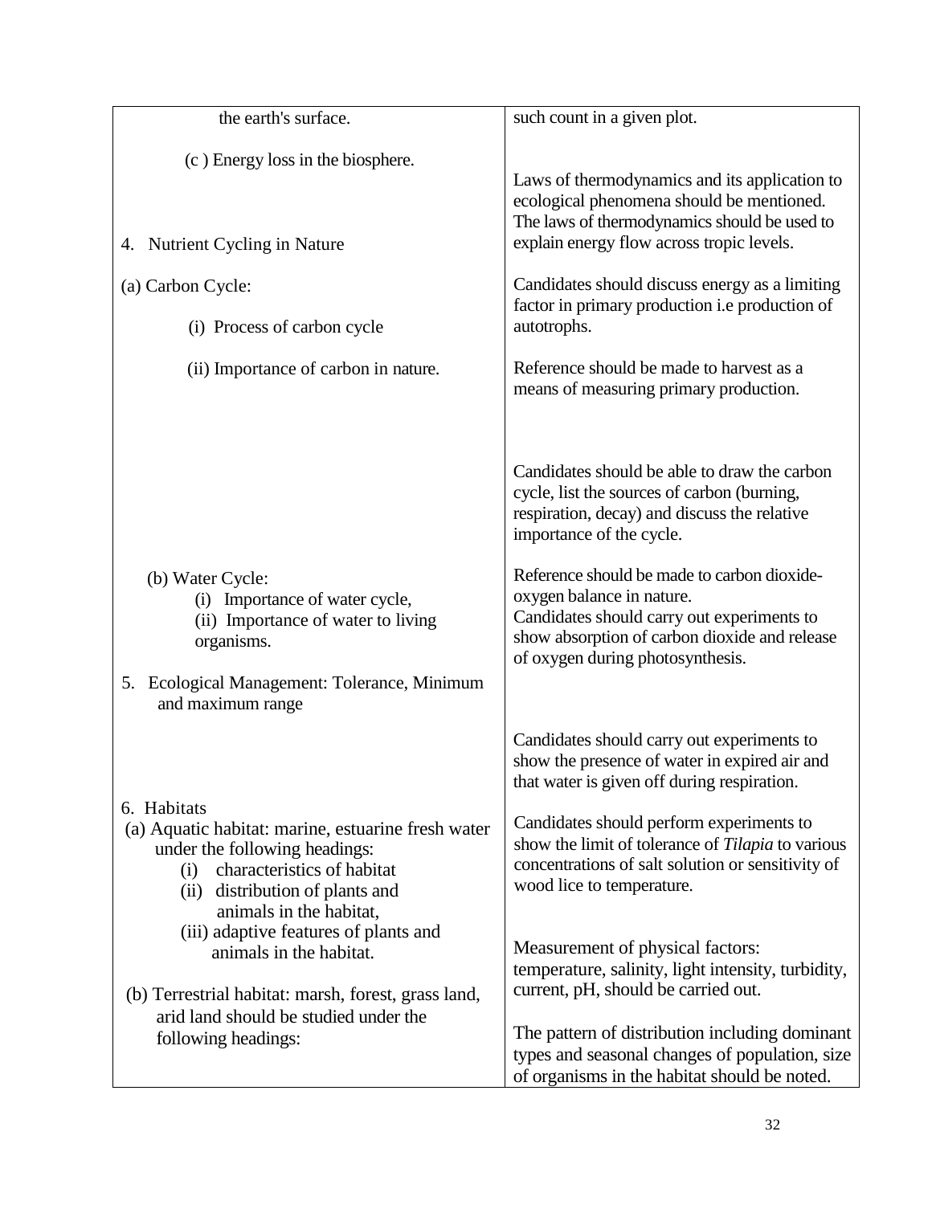| | |
|---|---|
| the earth's surface.<br><br>(c ) Energy loss in the biosphere. | such count in a given plot.<br><br>Laws of thermodynamics and its application to ecological phenomena should be mentioned. The laws of thermodynamics should be used to explain energy flow across tropic levels.<br><br>Candidates should discuss energy as a limiting factor in primary production i.e production of autotrophs.<br><br>Reference should be made to harvest as a means of measuring primary production. |
| 4. Nutrient Cycling in Nature<br><br>(a) Carbon Cycle:<br>(i) Process of carbon cycle<br>(ii) Importance of carbon in nature. | Candidates should be able to draw the carbon cycle, list the sources of carbon (burning, respiration, decay) and discuss the relative importance of the cycle.<br><br>Reference should be made to carbon dioxide-oxygen balance in nature.<br>Candidates should carry out experiments to show absorption of carbon dioxide and release of oxygen during photosynthesis. |
| (b) Water Cycle:<br>(i) Importance of water cycle,<br>(ii) Importance of water to living organisms. | Candidates should carry out experiments to show the presence of water in expired air and that water is given off during respiration. |
| 5. Ecological Management: Tolerance, Minimum and maximum range | Candidates should perform experiments to show the limit of tolerance of *Tilapia* to various concentrations of salt solution or sensitivity of wood lice to temperature. |
| 6. Habitats<br>(a) Aquatic habitat: marine, estuarine fresh water under the following headings:<br>(i) characteristics of habitat<br>(ii) distribution of plants and animals in the habitat,<br>(iii) adaptive features of plants and animals in the habitat.<br><br>(b) Terrestrial habitat: marsh, forest, grass land, arid land should be studied under the following headings: | Measurement of physical factors: temperature, salinity, light intensity, turbidity, current, pH, should be carried out.<br><br>The pattern of distribution including dominant types and seasonal changes of population, size of organisms in the habitat should be noted. |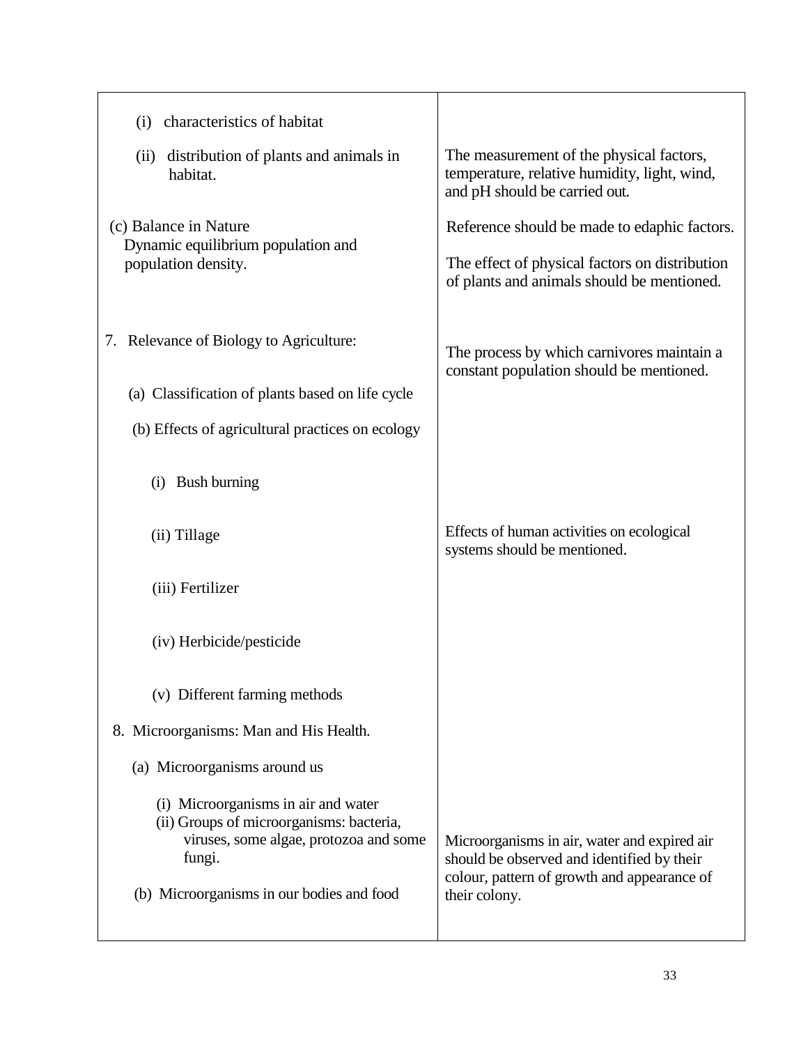| | |
|---|---|
| (i) characteristics of habitat | |
| (ii) distribution of plants and animals in habitat. | The measurement of the physical factors, temperature, relative humidity, light, wind, and pH should be carried out. |
| (c) Balance in Nature<br>Dynamic equilibrium population and population density. | Reference should be made to edaphic factors.<br><br>The effect of physical factors on distribution of plants and animals should be mentioned. |
| 7. Relevance of Biology to Agriculture: | The process by which carnivores maintain a constant population should be mentioned. |
| (a) Classification of plants based on life cycle | |
| (b) Effects of agricultural practices on ecology | |
| (i) Bush burning | |
| (ii) Tillage | Effects of human activities on ecological systems should be mentioned. |
| (iii) Fertilizer | |
| (iv) Herbicide/pesticide | |
| (v) Different farming methods | |
| 8. Microorganisms: Man and His Health. | |
| (a) Microorganisms around us | |
| (i) Microorganisms in air and water<br>(ii) Groups of microorganisms: bacteria, viruses, some algae, protozoa and some fungi. | Microorganisms in air, water and expired air should be observed and identified by their colour, pattern of growth and appearance of their colony. |
| (b) Microorganisms in our bodies and food | |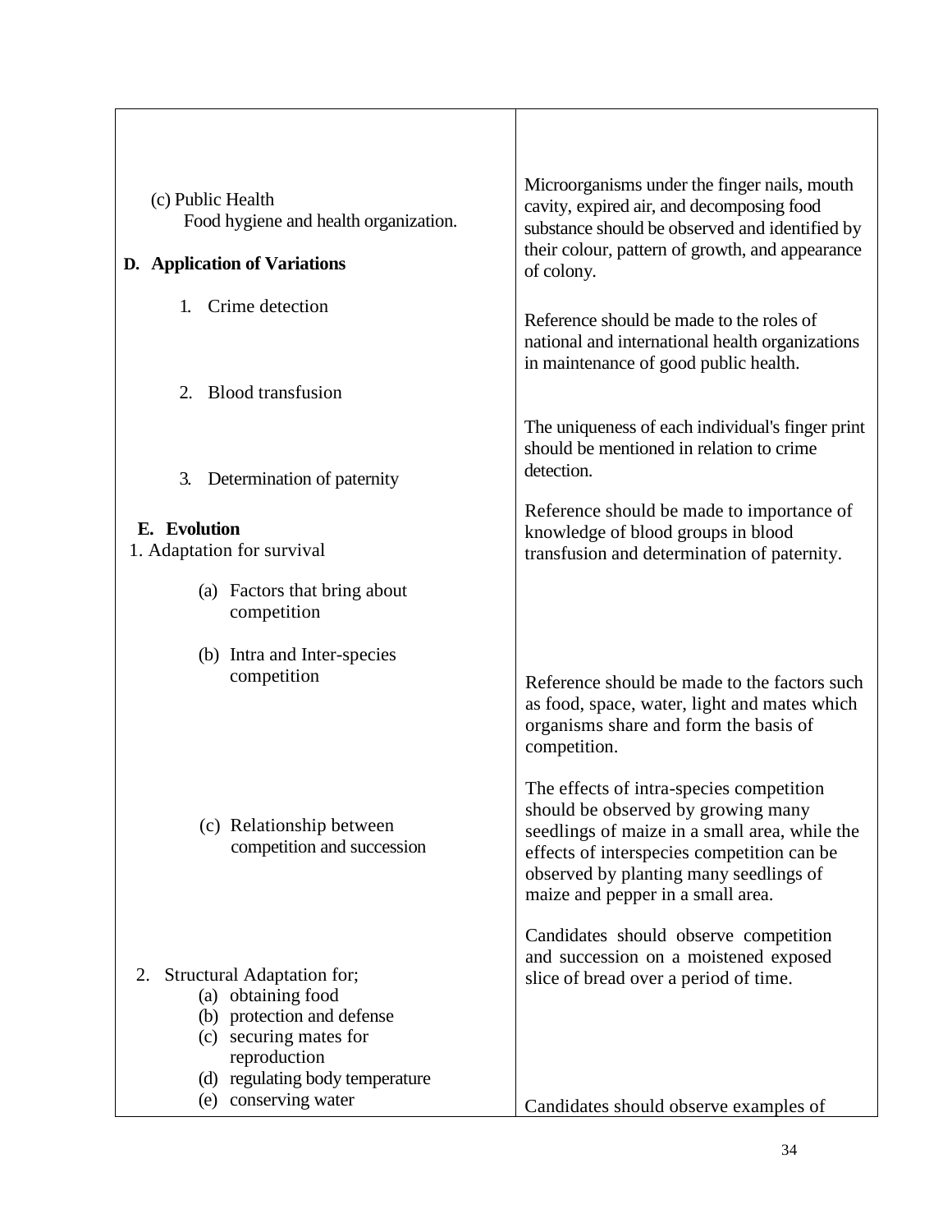| | |
|---|---|
| (c) Public Health<br>Food hygiene and health organization. | Microorganisms under the finger nails, mouth cavity, expired air, and decomposing food substance should be observed and identified by their colour, pattern of growth, and appearance of colony.<br><br>Reference should be made to the roles of national and international health organizations in maintenance of good public health. |
| **D. Application of Variations**<br><br>1. Crime detection<br><br>2. Blood transfusion<br><br>3. Determination of paternity | The uniqueness of each individual's finger print should be mentioned in relation to crime detection.<br><br>Reference should be made to importance of knowledge of blood groups in blood transfusion and determination of paternity. |
| **E. Evolution**<br>1. Adaptation for survival<br><br>(a) Factors that bring about competition<br><br>(b) Intra and Inter-species competition<br><br>(c) Relationship between competition and succession | Reference should be made to the factors such as food, space, water, light and mates which organisms share and form the basis of competition.<br><br>The effects of intra-species competition should be observed by growing many seedlings of maize in a small area, while the effects of interspecies competition can be observed by planting many seedlings of maize and pepper in a small area.<br><br>Candidates should observe competition and succession on a moistened exposed slice of bread over a period of time. |
| 2. Structural Adaptation for;<br>(a) obtaining food<br>(b) protection and defense<br>(c) securing mates for reproduction<br>(d) regulating body temperature<br>(e) conserving water | Candidates should observe examples of |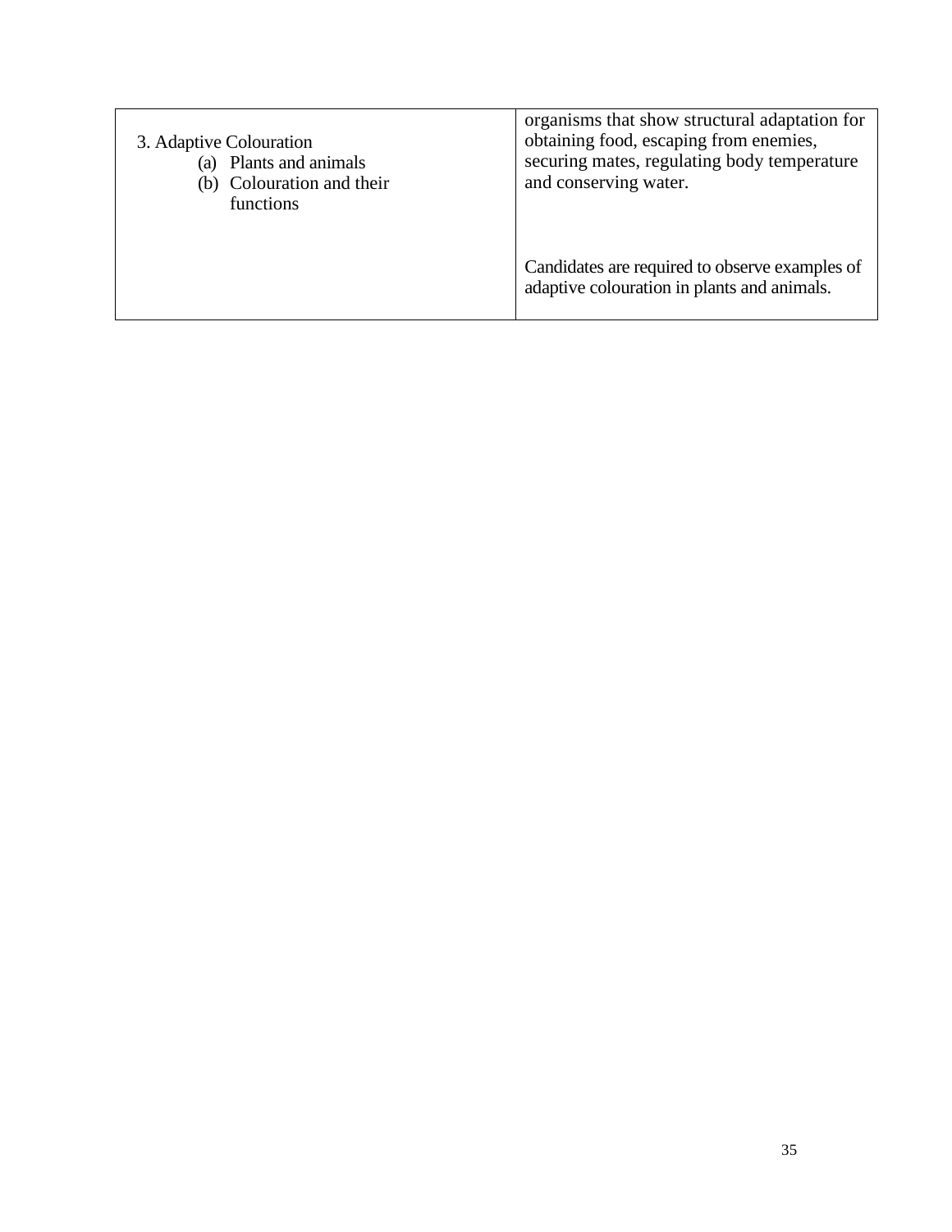| | |
|---|---|
| 3. Adaptive Colouration<br>(a) Plants and animals<br>(b) Colouration and their functions | organisms that show structural adaptation for obtaining food, escaping from enemies, securing mates, regulating body temperature and conserving water.<br><br>Candidates are required to observe examples of adaptive colouration in plants and animals. |